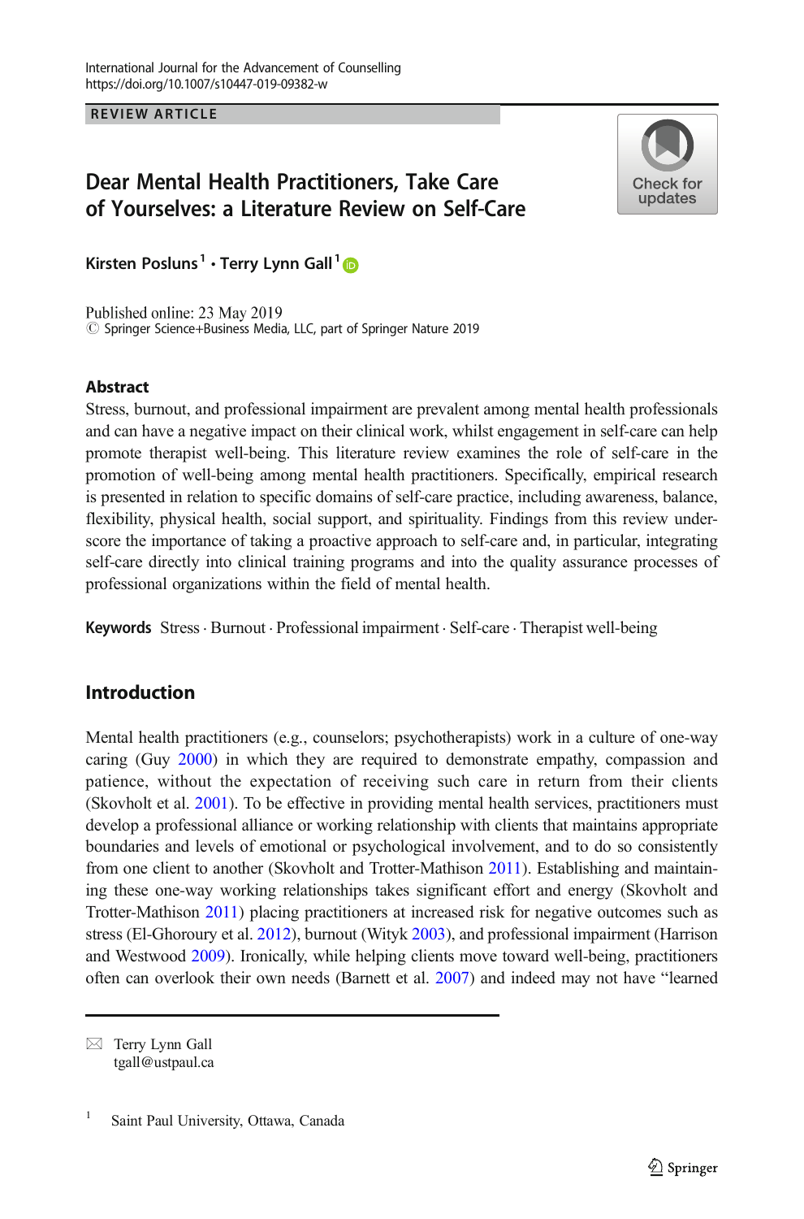REVIEW ARTICLE

# Dear Mental Health Practitioners, Take Care of Yourselves: a Literature Review on Self-Care

Kirsten Posluns[1] · Terry Lynn Gall[1]

Published online: 23 May 2019
© Springer Science+Business Media, LLC, part of Springer Nature 2019

## Abstract

Stress, burnout, and professional impairment are prevalent among mental health professionals and can have a negative impact on their clinical work, whilst engagement in self-care can help promote therapist well-being. This literature review examines the role of self-care in the promotion of well-being among mental health practitioners. Specifically, empirical research is presented in relation to specific domains of self-care practice, including awareness, balance, flexibility, physical health, social support, and spirituality. Findings from this review underscore the importance of taking a proactive approach to self-care and, in particular, integrating self-care directly into clinical training programs and into the quality assurance processes of professional organizations within the field of mental health.

**Keywords** Stress · Burnout · Professional impairment · Self-care · Therapist well-being

## Introduction

Mental health practitioners (e.g., counselors; psychotherapists) work in a culture of one-way caring (Guy 2000) in which they are required to demonstrate empathy, compassion and patience, without the expectation of receiving such care in return from their clients (Skovholt et al. 2001). To be effective in providing mental health services, practitioners must develop a professional alliance or working relationship with clients that maintains appropriate boundaries and levels of emotional or psychological involvement, and to do so consistently from one client to another (Skovholt and Trotter-Mathison 2011). Establishing and maintaining these one-way working relationships takes significant effort and energy (Skovholt and Trotter-Mathison 2011) placing practitioners at increased risk for negative outcomes such as stress (El-Ghoroury et al. 2012), burnout (Wityk 2003), and professional impairment (Harrison and Westwood 2009). Ironically, while helping clients move toward well-being, practitioners often can overlook their own needs (Barnett et al. 2007) and indeed may not have "learned

---

✉ Terry Lynn Gall
tgall@ustpaul.ca

[1] Saint Paul University, Ottawa, Canada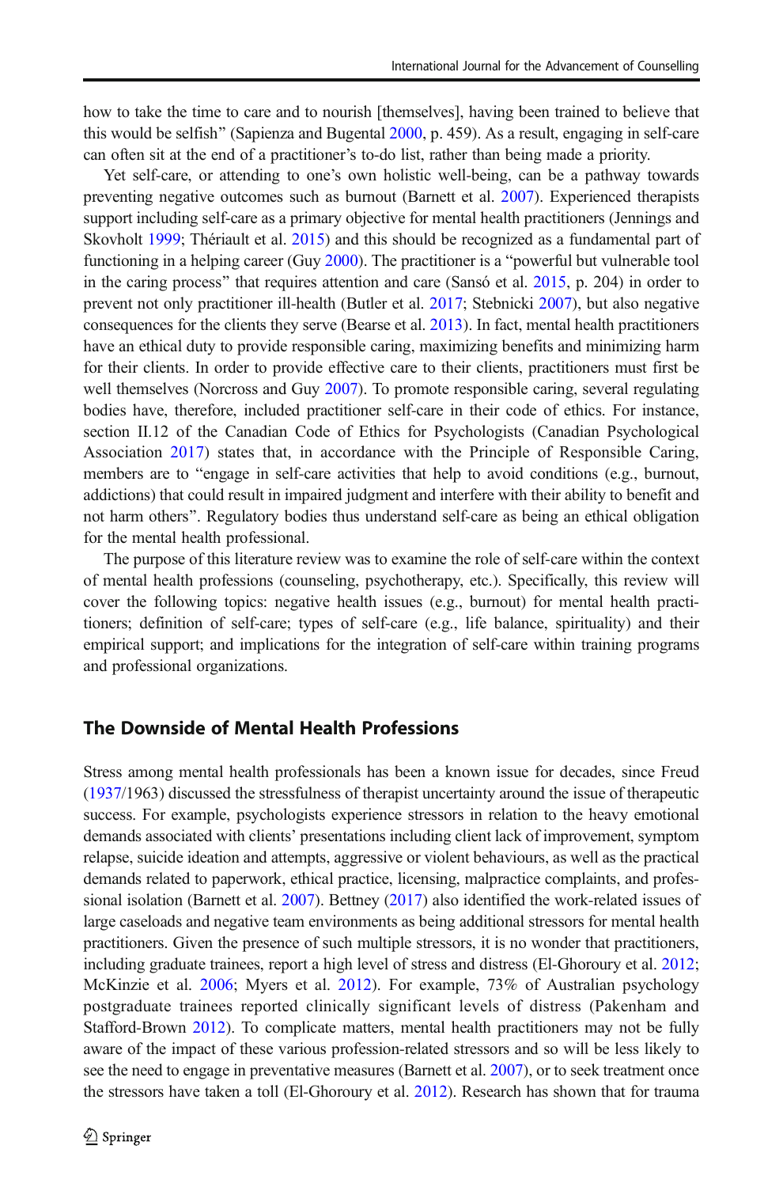how to take the time to care and to nourish [themselves], having been trained to believe that this would be selfish" (Sapienza and Bugental 2000, p. 459). As a result, engaging in self-care can often sit at the end of a practitioner's to-do list, rather than being made a priority.

Yet self-care, or attending to one's own holistic well-being, can be a pathway towards preventing negative outcomes such as burnout (Barnett et al. 2007). Experienced therapists support including self-care as a primary objective for mental health practitioners (Jennings and Skovholt 1999; Thériault et al. 2015) and this should be recognized as a fundamental part of functioning in a helping career (Guy 2000). The practitioner is a "powerful but vulnerable tool in the caring process" that requires attention and care (Sansó et al. 2015, p. 204) in order to prevent not only practitioner ill-health (Butler et al. 2017; Stebnicki 2007), but also negative consequences for the clients they serve (Bearse et al. 2013). In fact, mental health practitioners have an ethical duty to provide responsible caring, maximizing benefits and minimizing harm for their clients. In order to provide effective care to their clients, practitioners must first be well themselves (Norcross and Guy 2007). To promote responsible caring, several regulating bodies have, therefore, included practitioner self-care in their code of ethics. For instance, section II.12 of the Canadian Code of Ethics for Psychologists (Canadian Psychological Association 2017) states that, in accordance with the Principle of Responsible Caring, members are to "engage in self-care activities that help to avoid conditions (e.g., burnout, addictions) that could result in impaired judgment and interfere with their ability to benefit and not harm others". Regulatory bodies thus understand self-care as being an ethical obligation for the mental health professional.

The purpose of this literature review was to examine the role of self-care within the context of mental health professions (counseling, psychotherapy, etc.). Specifically, this review will cover the following topics: negative health issues (e.g., burnout) for mental health practitioners; definition of self-care; types of self-care (e.g., life balance, spirituality) and their empirical support; and implications for the integration of self-care within training programs and professional organizations.

## The Downside of Mental Health Professions

Stress among mental health professionals has been a known issue for decades, since Freud (1937/1963) discussed the stressfulness of therapist uncertainty around the issue of therapeutic success. For example, psychologists experience stressors in relation to the heavy emotional demands associated with clients' presentations including client lack of improvement, symptom relapse, suicide ideation and attempts, aggressive or violent behaviours, as well as the practical demands related to paperwork, ethical practice, licensing, malpractice complaints, and professional isolation (Barnett et al. 2007). Bettney (2017) also identified the work-related issues of large caseloads and negative team environments as being additional stressors for mental health practitioners. Given the presence of such multiple stressors, it is no wonder that practitioners, including graduate trainees, report a high level of stress and distress (El-Ghoroury et al. 2012; McKinzie et al. 2006; Myers et al. 2012). For example, 73% of Australian psychology postgraduate trainees reported clinically significant levels of distress (Pakenham and Stafford-Brown 2012). To complicate matters, mental health practitioners may not be fully aware of the impact of these various profession-related stressors and so will be less likely to see the need to engage in preventative measures (Barnett et al. 2007), or to seek treatment once the stressors have taken a toll (El-Ghoroury et al. 2012). Research has shown that for trauma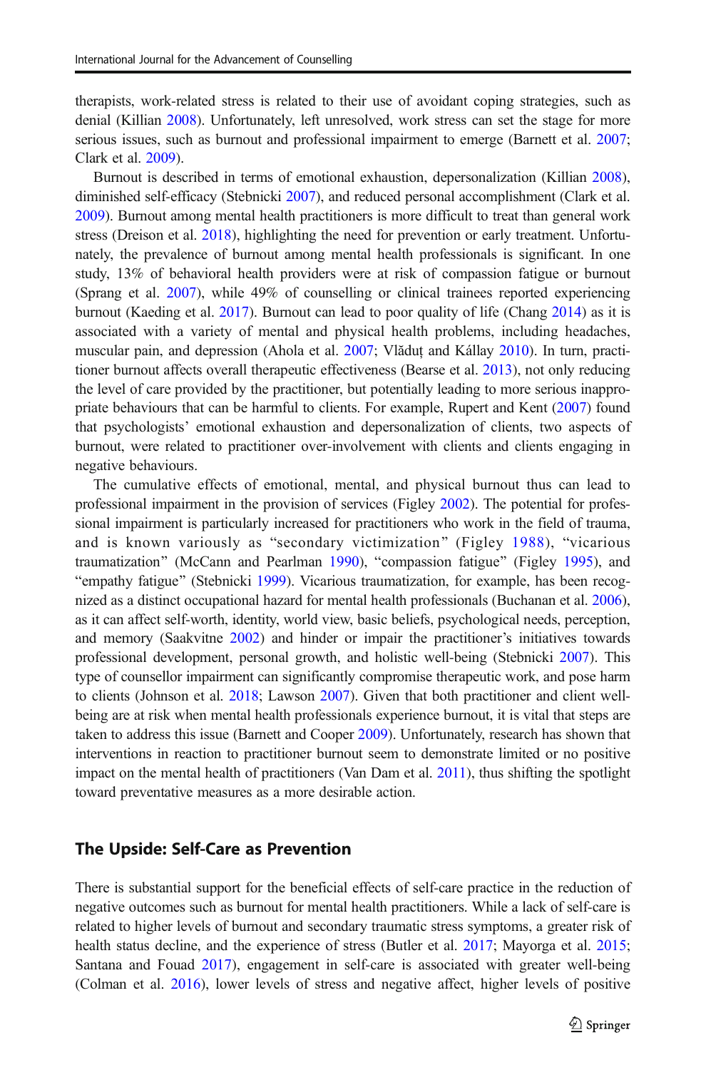therapists, work-related stress is related to their use of avoidant coping strategies, such as denial (Killian 2008). Unfortunately, left unresolved, work stress can set the stage for more serious issues, such as burnout and professional impairment to emerge (Barnett et al. 2007; Clark et al. 2009).

Burnout is described in terms of emotional exhaustion, depersonalization (Killian 2008), diminished self-efficacy (Stebnicki 2007), and reduced personal accomplishment (Clark et al. 2009). Burnout among mental health practitioners is more difficult to treat than general work stress (Dreison et al. 2018), highlighting the need for prevention or early treatment. Unfortunately, the prevalence of burnout among mental health professionals is significant. In one study, 13% of behavioral health providers were at risk of compassion fatigue or burnout (Sprang et al. 2007), while 49% of counselling or clinical trainees reported experiencing burnout (Kaeding et al. 2017). Burnout can lead to poor quality of life (Chang 2014) as it is associated with a variety of mental and physical health problems, including headaches, muscular pain, and depression (Ahola et al. 2007; Vlăduţ and Kállay 2010). In turn, practitioner burnout affects overall therapeutic effectiveness (Bearse et al. 2013), not only reducing the level of care provided by the practitioner, but potentially leading to more serious inappropriate behaviours that can be harmful to clients. For example, Rupert and Kent (2007) found that psychologists' emotional exhaustion and depersonalization of clients, two aspects of burnout, were related to practitioner over-involvement with clients and clients engaging in negative behaviours.

The cumulative effects of emotional, mental, and physical burnout thus can lead to professional impairment in the provision of services (Figley 2002). The potential for professional impairment is particularly increased for practitioners who work in the field of trauma, and is known variously as "secondary victimization" (Figley 1988), "vicarious traumatization" (McCann and Pearlman 1990), "compassion fatigue" (Figley 1995), and "empathy fatigue" (Stebnicki 1999). Vicarious traumatization, for example, has been recognized as a distinct occupational hazard for mental health professionals (Buchanan et al. 2006), as it can affect self-worth, identity, world view, basic beliefs, psychological needs, perception, and memory (Saakvitne 2002) and hinder or impair the practitioner's initiatives towards professional development, personal growth, and holistic well-being (Stebnicki 2007). This type of counsellor impairment can significantly compromise therapeutic work, and pose harm to clients (Johnson et al. 2018; Lawson 2007). Given that both practitioner and client well-being are at risk when mental health professionals experience burnout, it is vital that steps are taken to address this issue (Barnett and Cooper 2009). Unfortunately, research has shown that interventions in reaction to practitioner burnout seem to demonstrate limited or no positive impact on the mental health of practitioners (Van Dam et al. 2011), thus shifting the spotlight toward preventative measures as a more desirable action.

## The Upside: Self-Care as Prevention

There is substantial support for the beneficial effects of self-care practice in the reduction of negative outcomes such as burnout for mental health practitioners. While a lack of self-care is related to higher levels of burnout and secondary traumatic stress symptoms, a greater risk of health status decline, and the experience of stress (Butler et al. 2017; Mayorga et al. 2015; Santana and Fouad 2017), engagement in self-care is associated with greater well-being (Colman et al. 2016), lower levels of stress and negative affect, higher levels of positive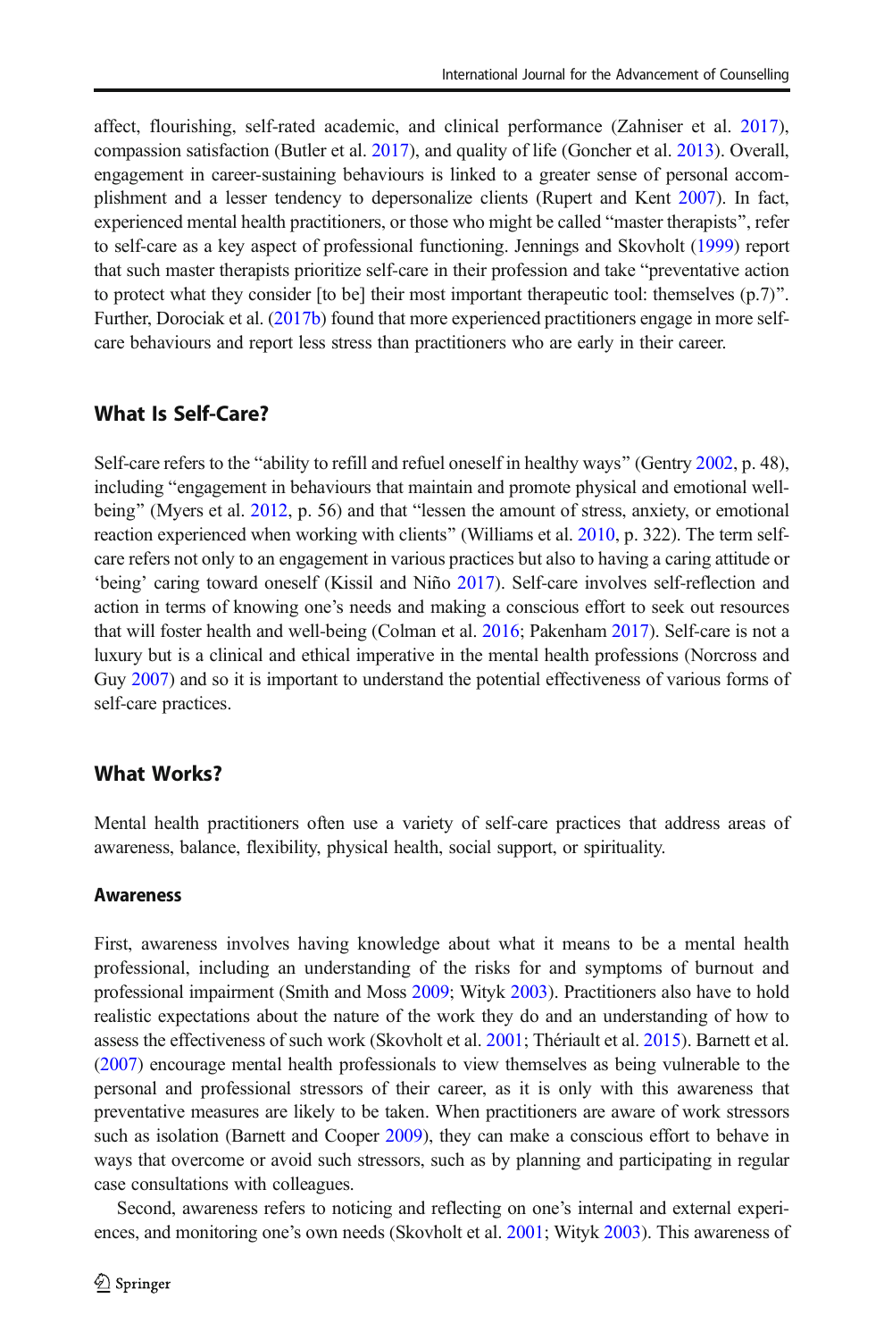affect, flourishing, self-rated academic, and clinical performance (Zahniser et al. 2017), compassion satisfaction (Butler et al. 2017), and quality of life (Goncher et al. 2013). Overall, engagement in career-sustaining behaviours is linked to a greater sense of personal accomplishment and a lesser tendency to depersonalize clients (Rupert and Kent 2007). In fact, experienced mental health practitioners, or those who might be called "master therapists", refer to self-care as a key aspect of professional functioning. Jennings and Skovholt (1999) report that such master therapists prioritize self-care in their profession and take "preventative action to protect what they consider [to be] their most important therapeutic tool: themselves (p.7)". Further, Dorociak et al. (2017b) found that more experienced practitioners engage in more self-care behaviours and report less stress than practitioners who are early in their career.

## What Is Self-Care?

Self-care refers to the "ability to refill and refuel oneself in healthy ways" (Gentry 2002, p. 48), including "engagement in behaviours that maintain and promote physical and emotional well-being" (Myers et al. 2012, p. 56) and that "lessen the amount of stress, anxiety, or emotional reaction experienced when working with clients" (Williams et al. 2010, p. 322). The term self-care refers not only to an engagement in various practices but also to having a caring attitude or 'being' caring toward oneself (Kissil and Niño 2017). Self-care involves self-reflection and action in terms of knowing one's needs and making a conscious effort to seek out resources that will foster health and well-being (Colman et al. 2016; Pakenham 2017). Self-care is not a luxury but is a clinical and ethical imperative in the mental health professions (Norcross and Guy 2007) and so it is important to understand the potential effectiveness of various forms of self-care practices.

## What Works?

Mental health practitioners often use a variety of self-care practices that address areas of awareness, balance, flexibility, physical health, social support, or spirituality.

### Awareness

First, awareness involves having knowledge about what it means to be a mental health professional, including an understanding of the risks for and symptoms of burnout and professional impairment (Smith and Moss 2009; Wityk 2003). Practitioners also have to hold realistic expectations about the nature of the work they do and an understanding of how to assess the effectiveness of such work (Skovholt et al. 2001; Thériault et al. 2015). Barnett et al. (2007) encourage mental health professionals to view themselves as being vulnerable to the personal and professional stressors of their career, as it is only with this awareness that preventative measures are likely to be taken. When practitioners are aware of work stressors such as isolation (Barnett and Cooper 2009), they can make a conscious effort to behave in ways that overcome or avoid such stressors, such as by planning and participating in regular case consultations with colleagues.

Second, awareness refers to noticing and reflecting on one's internal and external experiences, and monitoring one's own needs (Skovholt et al. 2001; Wityk 2003). This awareness of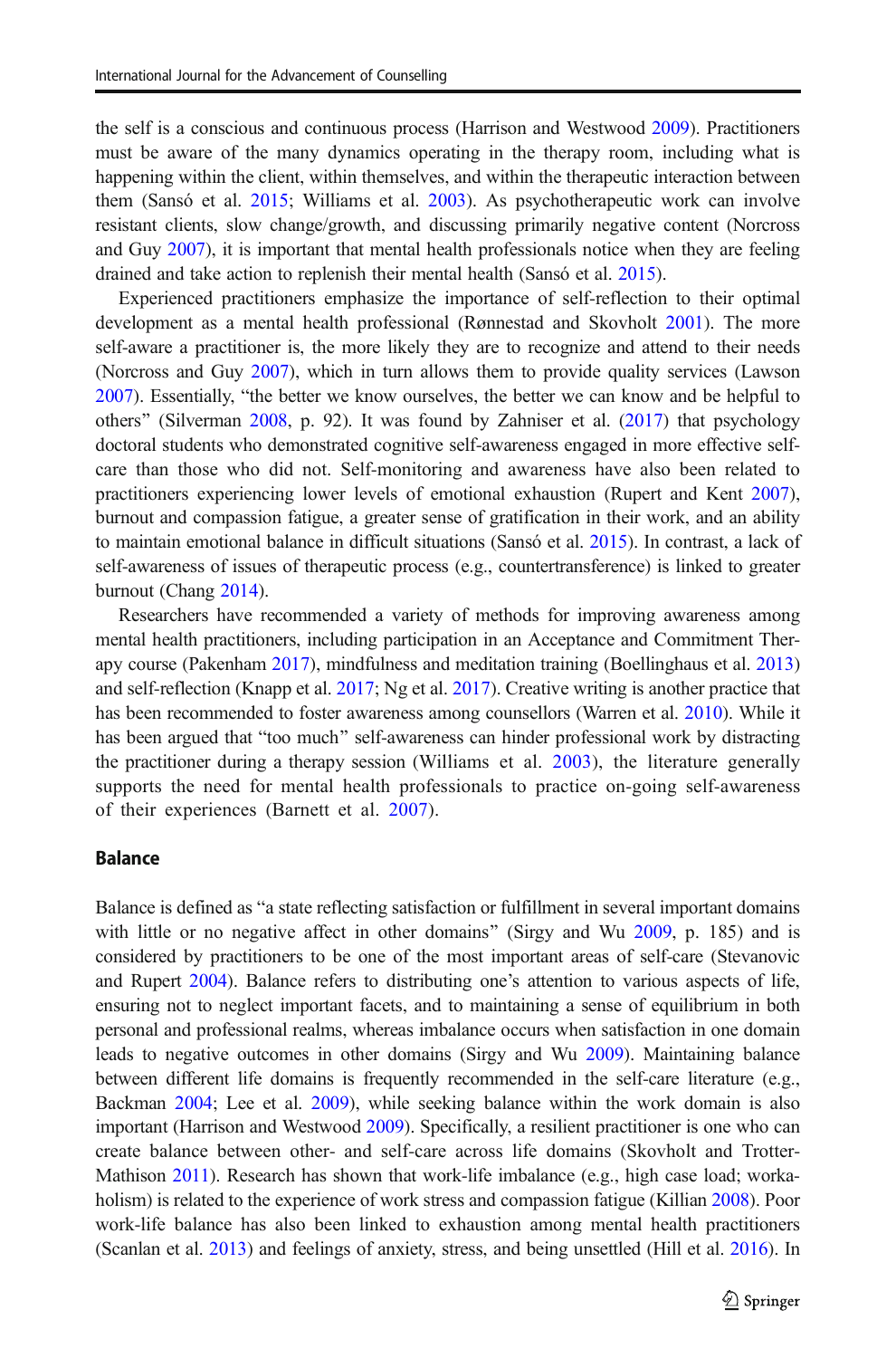the self is a conscious and continuous process (Harrison and Westwood 2009). Practitioners must be aware of the many dynamics operating in the therapy room, including what is happening within the client, within themselves, and within the therapeutic interaction between them (Sansó et al. 2015; Williams et al. 2003). As psychotherapeutic work can involve resistant clients, slow change/growth, and discussing primarily negative content (Norcross and Guy 2007), it is important that mental health professionals notice when they are feeling drained and take action to replenish their mental health (Sansó et al. 2015).

Experienced practitioners emphasize the importance of self-reflection to their optimal development as a mental health professional (Rønnestad and Skovholt 2001). The more self-aware a practitioner is, the more likely they are to recognize and attend to their needs (Norcross and Guy 2007), which in turn allows them to provide quality services (Lawson 2007). Essentially, "the better we know ourselves, the better we can know and be helpful to others" (Silverman 2008, p. 92). It was found by Zahniser et al. (2017) that psychology doctoral students who demonstrated cognitive self-awareness engaged in more effective self-care than those who did not. Self-monitoring and awareness have also been related to practitioners experiencing lower levels of emotional exhaustion (Rupert and Kent 2007), burnout and compassion fatigue, a greater sense of gratification in their work, and an ability to maintain emotional balance in difficult situations (Sansó et al. 2015). In contrast, a lack of self-awareness of issues of therapeutic process (e.g., countertransference) is linked to greater burnout (Chang 2014).

Researchers have recommended a variety of methods for improving awareness among mental health practitioners, including participation in an Acceptance and Commitment Therapy course (Pakenham 2017), mindfulness and meditation training (Boellinghaus et al. 2013) and self-reflection (Knapp et al. 2017; Ng et al. 2017). Creative writing is another practice that has been recommended to foster awareness among counsellors (Warren et al. 2010). While it has been argued that "too much" self-awareness can hinder professional work by distracting the practitioner during a therapy session (Williams et al. 2003), the literature generally supports the need for mental health professionals to practice on-going self-awareness of their experiences (Barnett et al. 2007).

### Balance

Balance is defined as "a state reflecting satisfaction or fulfillment in several important domains with little or no negative affect in other domains" (Sirgy and Wu 2009, p. 185) and is considered by practitioners to be one of the most important areas of self-care (Stevanovic and Rupert 2004). Balance refers to distributing one's attention to various aspects of life, ensuring not to neglect important facets, and to maintaining a sense of equilibrium in both personal and professional realms, whereas imbalance occurs when satisfaction in one domain leads to negative outcomes in other domains (Sirgy and Wu 2009). Maintaining balance between different life domains is frequently recommended in the self-care literature (e.g., Backman 2004; Lee et al. 2009), while seeking balance within the work domain is also important (Harrison and Westwood 2009). Specifically, a resilient practitioner is one who can create balance between other- and self-care across life domains (Skovholt and Trotter-Mathison 2011). Research has shown that work-life imbalance (e.g., high case load; workaholism) is related to the experience of work stress and compassion fatigue (Killian 2008). Poor work-life balance has also been linked to exhaustion among mental health practitioners (Scanlan et al. 2013) and feelings of anxiety, stress, and being unsettled (Hill et al. 2016). In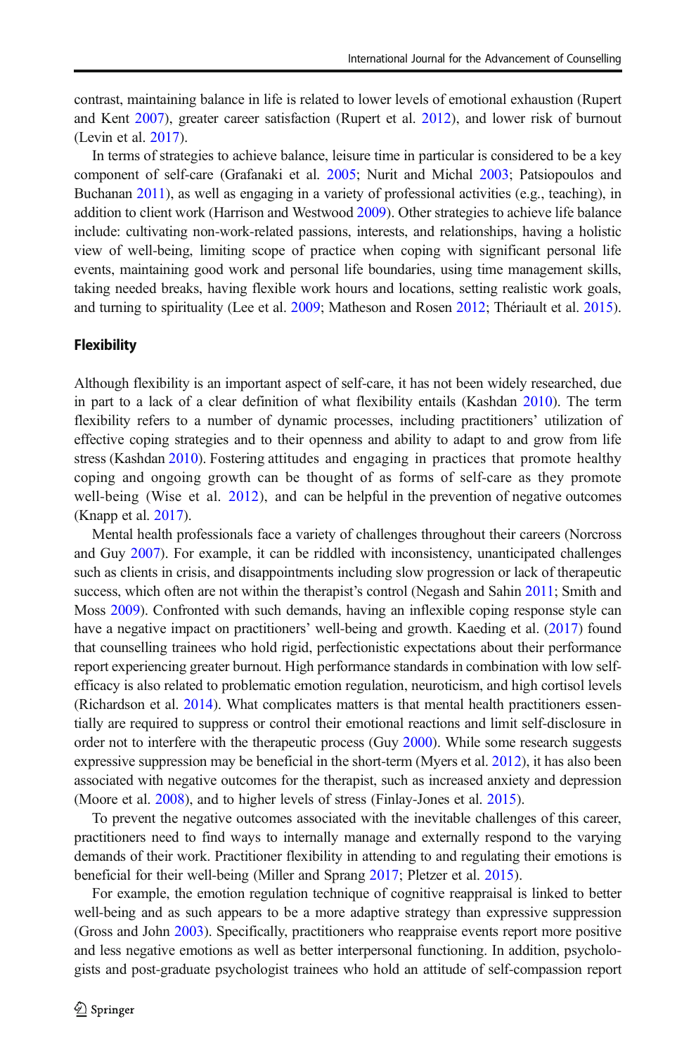contrast, maintaining balance in life is related to lower levels of emotional exhaustion (Rupert and Kent 2007), greater career satisfaction (Rupert et al. 2012), and lower risk of burnout (Levin et al. 2017).

In terms of strategies to achieve balance, leisure time in particular is considered to be a key component of self-care (Grafanaki et al. 2005; Nurit and Michal 2003; Patsiopoulos and Buchanan 2011), as well as engaging in a variety of professional activities (e.g., teaching), in addition to client work (Harrison and Westwood 2009). Other strategies to achieve life balance include: cultivating non-work-related passions, interests, and relationships, having a holistic view of well-being, limiting scope of practice when coping with significant personal life events, maintaining good work and personal life boundaries, using time management skills, taking needed breaks, having flexible work hours and locations, setting realistic work goals, and turning to spirituality (Lee et al. 2009; Matheson and Rosen 2012; Thériault et al. 2015).

### Flexibility

Although flexibility is an important aspect of self-care, it has not been widely researched, due in part to a lack of a clear definition of what flexibility entails (Kashdan 2010). The term flexibility refers to a number of dynamic processes, including practitioners' utilization of effective coping strategies and to their openness and ability to adapt to and grow from life stress (Kashdan 2010). Fostering attitudes and engaging in practices that promote healthy coping and ongoing growth can be thought of as forms of self-care as they promote well-being (Wise et al. 2012), and can be helpful in the prevention of negative outcomes (Knapp et al. 2017).

Mental health professionals face a variety of challenges throughout their careers (Norcross and Guy 2007). For example, it can be riddled with inconsistency, unanticipated challenges such as clients in crisis, and disappointments including slow progression or lack of therapeutic success, which often are not within the therapist's control (Negash and Sahin 2011; Smith and Moss 2009). Confronted with such demands, having an inflexible coping response style can have a negative impact on practitioners' well-being and growth. Kaeding et al. (2017) found that counselling trainees who hold rigid, perfectionistic expectations about their performance report experiencing greater burnout. High performance standards in combination with low self-efficacy is also related to problematic emotion regulation, neuroticism, and high cortisol levels (Richardson et al. 2014). What complicates matters is that mental health practitioners essentially are required to suppress or control their emotional reactions and limit self-disclosure in order not to interfere with the therapeutic process (Guy 2000). While some research suggests expressive suppression may be beneficial in the short-term (Myers et al. 2012), it has also been associated with negative outcomes for the therapist, such as increased anxiety and depression (Moore et al. 2008), and to higher levels of stress (Finlay-Jones et al. 2015).

To prevent the negative outcomes associated with the inevitable challenges of this career, practitioners need to find ways to internally manage and externally respond to the varying demands of their work. Practitioner flexibility in attending to and regulating their emotions is beneficial for their well-being (Miller and Sprang 2017; Pletzer et al. 2015).

For example, the emotion regulation technique of cognitive reappraisal is linked to better well-being and as such appears to be a more adaptive strategy than expressive suppression (Gross and John 2003). Specifically, practitioners who reappraise events report more positive and less negative emotions as well as better interpersonal functioning. In addition, psychologists and post-graduate psychologist trainees who hold an attitude of self-compassion report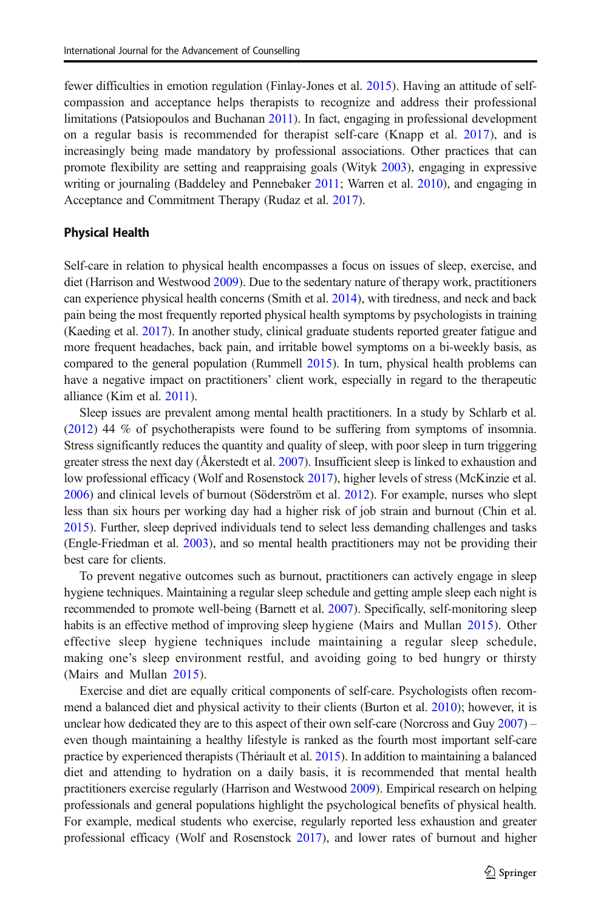fewer difficulties in emotion regulation (Finlay-Jones et al. 2015). Having an attitude of self-compassion and acceptance helps therapists to recognize and address their professional limitations (Patsiopoulos and Buchanan 2011). In fact, engaging in professional development on a regular basis is recommended for therapist self-care (Knapp et al. 2017), and is increasingly being made mandatory by professional associations. Other practices that can promote flexibility are setting and reappraising goals (Wityk 2003), engaging in expressive writing or journaling (Baddeley and Pennebaker 2011; Warren et al. 2010), and engaging in Acceptance and Commitment Therapy (Rudaz et al. 2017).

### Physical Health

Self-care in relation to physical health encompasses a focus on issues of sleep, exercise, and diet (Harrison and Westwood 2009). Due to the sedentary nature of therapy work, practitioners can experience physical health concerns (Smith et al. 2014), with tiredness, and neck and back pain being the most frequently reported physical health symptoms by psychologists in training (Kaeding et al. 2017). In another study, clinical graduate students reported greater fatigue and more frequent headaches, back pain, and irritable bowel symptoms on a bi-weekly basis, as compared to the general population (Rummell 2015). In turn, physical health problems can have a negative impact on practitioners' client work, especially in regard to the therapeutic alliance (Kim et al. 2011).

Sleep issues are prevalent among mental health practitioners. In a study by Schlarb et al. (2012) 44 % of psychotherapists were found to be suffering from symptoms of insomnia. Stress significantly reduces the quantity and quality of sleep, with poor sleep in turn triggering greater stress the next day (Åkerstedt et al. 2007). Insufficient sleep is linked to exhaustion and low professional efficacy (Wolf and Rosenstock 2017), higher levels of stress (McKinzie et al. 2006) and clinical levels of burnout (Söderström et al. 2012). For example, nurses who slept less than six hours per working day had a higher risk of job strain and burnout (Chin et al. 2015). Further, sleep deprived individuals tend to select less demanding challenges and tasks (Engle-Friedman et al. 2003), and so mental health practitioners may not be providing their best care for clients.

To prevent negative outcomes such as burnout, practitioners can actively engage in sleep hygiene techniques. Maintaining a regular sleep schedule and getting ample sleep each night is recommended to promote well-being (Barnett et al. 2007). Specifically, self-monitoring sleep habits is an effective method of improving sleep hygiene (Mairs and Mullan 2015). Other effective sleep hygiene techniques include maintaining a regular sleep schedule, making one's sleep environment restful, and avoiding going to bed hungry or thirsty (Mairs and Mullan 2015).

Exercise and diet are equally critical components of self-care. Psychologists often recommend a balanced diet and physical activity to their clients (Burton et al. 2010); however, it is unclear how dedicated they are to this aspect of their own self-care (Norcross and Guy 2007) – even though maintaining a healthy lifestyle is ranked as the fourth most important self-care practice by experienced therapists (Thériault et al. 2015). In addition to maintaining a balanced diet and attending to hydration on a daily basis, it is recommended that mental health practitioners exercise regularly (Harrison and Westwood 2009). Empirical research on helping professionals and general populations highlight the psychological benefits of physical health. For example, medical students who exercise, regularly reported less exhaustion and greater professional efficacy (Wolf and Rosenstock 2017), and lower rates of burnout and higher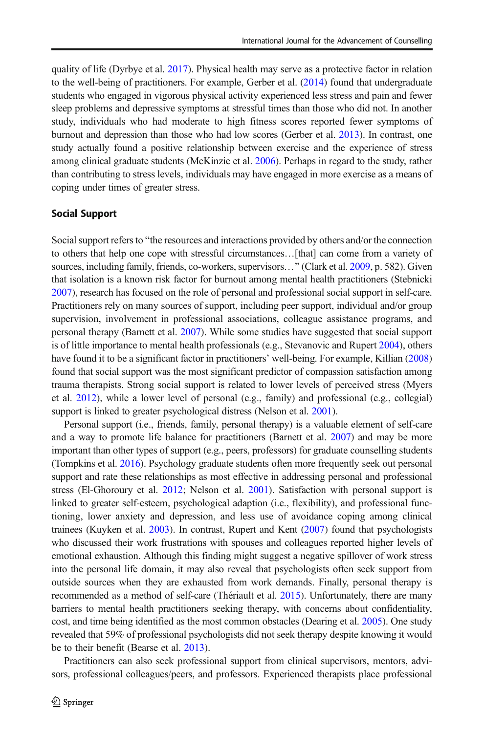quality of life (Dyrbye et al. 2017). Physical health may serve as a protective factor in relation to the well-being of practitioners. For example, Gerber et al. (2014) found that undergraduate students who engaged in vigorous physical activity experienced less stress and pain and fewer sleep problems and depressive symptoms at stressful times than those who did not. In another study, individuals who had moderate to high fitness scores reported fewer symptoms of burnout and depression than those who had low scores (Gerber et al. 2013). In contrast, one study actually found a positive relationship between exercise and the experience of stress among clinical graduate students (McKinzie et al. 2006). Perhaps in regard to the study, rather than contributing to stress levels, individuals may have engaged in more exercise as a means of coping under times of greater stress.

### Social Support

Social support refers to "the resources and interactions provided by others and/or the connection to others that help one cope with stressful circumstances…[that] can come from a variety of sources, including family, friends, co-workers, supervisors…" (Clark et al. 2009, p. 582). Given that isolation is a known risk factor for burnout among mental health practitioners (Stebnicki 2007), research has focused on the role of personal and professional social support in self-care. Practitioners rely on many sources of support, including peer support, individual and/or group supervision, involvement in professional associations, colleague assistance programs, and personal therapy (Barnett et al. 2007). While some studies have suggested that social support is of little importance to mental health professionals (e.g., Stevanovic and Rupert 2004), others have found it to be a significant factor in practitioners' well-being. For example, Killian (2008) found that social support was the most significant predictor of compassion satisfaction among trauma therapists. Strong social support is related to lower levels of perceived stress (Myers et al. 2012), while a lower level of personal (e.g., family) and professional (e.g., collegial) support is linked to greater psychological distress (Nelson et al. 2001).

Personal support (i.e., friends, family, personal therapy) is a valuable element of self-care and a way to promote life balance for practitioners (Barnett et al. 2007) and may be more important than other types of support (e.g., peers, professors) for graduate counselling students (Tompkins et al. 2016). Psychology graduate students often more frequently seek out personal support and rate these relationships as most effective in addressing personal and professional stress (El-Ghoroury et al. 2012; Nelson et al. 2001). Satisfaction with personal support is linked to greater self-esteem, psychological adaption (i.e., flexibility), and professional functioning, lower anxiety and depression, and less use of avoidance coping among clinical trainees (Kuyken et al. 2003). In contrast, Rupert and Kent (2007) found that psychologists who discussed their work frustrations with spouses and colleagues reported higher levels of emotional exhaustion. Although this finding might suggest a negative spillover of work stress into the personal life domain, it may also reveal that psychologists often seek support from outside sources when they are exhausted from work demands. Finally, personal therapy is recommended as a method of self-care (Thériault et al. 2015). Unfortunately, there are many barriers to mental health practitioners seeking therapy, with concerns about confidentiality, cost, and time being identified as the most common obstacles (Dearing et al. 2005). One study revealed that 59% of professional psychologists did not seek therapy despite knowing it would be to their benefit (Bearse et al. 2013).

Practitioners can also seek professional support from clinical supervisors, mentors, advisors, professional colleagues/peers, and professors. Experienced therapists place professional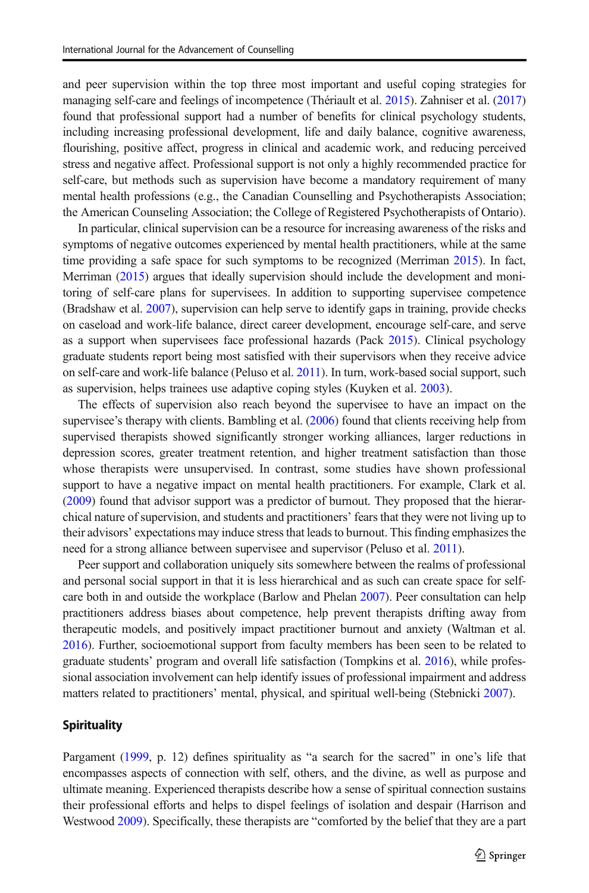and peer supervision within the top three most important and useful coping strategies for managing self-care and feelings of incompetence (Thériault et al. 2015). Zahniser et al. (2017) found that professional support had a number of benefits for clinical psychology students, including increasing professional development, life and daily balance, cognitive awareness, flourishing, positive affect, progress in clinical and academic work, and reducing perceived stress and negative affect. Professional support is not only a highly recommended practice for self-care, but methods such as supervision have become a mandatory requirement of many mental health professions (e.g., the Canadian Counselling and Psychotherapists Association; the American Counseling Association; the College of Registered Psychotherapists of Ontario).

In particular, clinical supervision can be a resource for increasing awareness of the risks and symptoms of negative outcomes experienced by mental health practitioners, while at the same time providing a safe space for such symptoms to be recognized (Merriman 2015). In fact, Merriman (2015) argues that ideally supervision should include the development and monitoring of self-care plans for supervisees. In addition to supporting supervisee competence (Bradshaw et al. 2007), supervision can help serve to identify gaps in training, provide checks on caseload and work-life balance, direct career development, encourage self-care, and serve as a support when supervisees face professional hazards (Pack 2015). Clinical psychology graduate students report being most satisfied with their supervisors when they receive advice on self-care and work-life balance (Peluso et al. 2011). In turn, work-based social support, such as supervision, helps trainees use adaptive coping styles (Kuyken et al. 2003).

The effects of supervision also reach beyond the supervisee to have an impact on the supervisee's therapy with clients. Bambling et al. (2006) found that clients receiving help from supervised therapists showed significantly stronger working alliances, larger reductions in depression scores, greater treatment retention, and higher treatment satisfaction than those whose therapists were unsupervised. In contrast, some studies have shown professional support to have a negative impact on mental health practitioners. For example, Clark et al. (2009) found that advisor support was a predictor of burnout. They proposed that the hierarchical nature of supervision, and students and practitioners' fears that they were not living up to their advisors' expectations may induce stress that leads to burnout. This finding emphasizes the need for a strong alliance between supervisee and supervisor (Peluso et al. 2011).

Peer support and collaboration uniquely sits somewhere between the realms of professional and personal social support in that it is less hierarchical and as such can create space for self-care both in and outside the workplace (Barlow and Phelan 2007). Peer consultation can help practitioners address biases about competence, help prevent therapists drifting away from therapeutic models, and positively impact practitioner burnout and anxiety (Waltman et al. 2016). Further, socioemotional support from faculty members has been seen to be related to graduate students' program and overall life satisfaction (Tompkins et al. 2016), while professional association involvement can help identify issues of professional impairment and address matters related to practitioners' mental, physical, and spiritual well-being (Stebnicki 2007).

## Spirituality

Pargament (1999, p. 12) defines spirituality as "a search for the sacred" in one's life that encompasses aspects of connection with self, others, and the divine, as well as purpose and ultimate meaning. Experienced therapists describe how a sense of spiritual connection sustains their professional efforts and helps to dispel feelings of isolation and despair (Harrison and Westwood 2009). Specifically, these therapists are "comforted by the belief that they are a part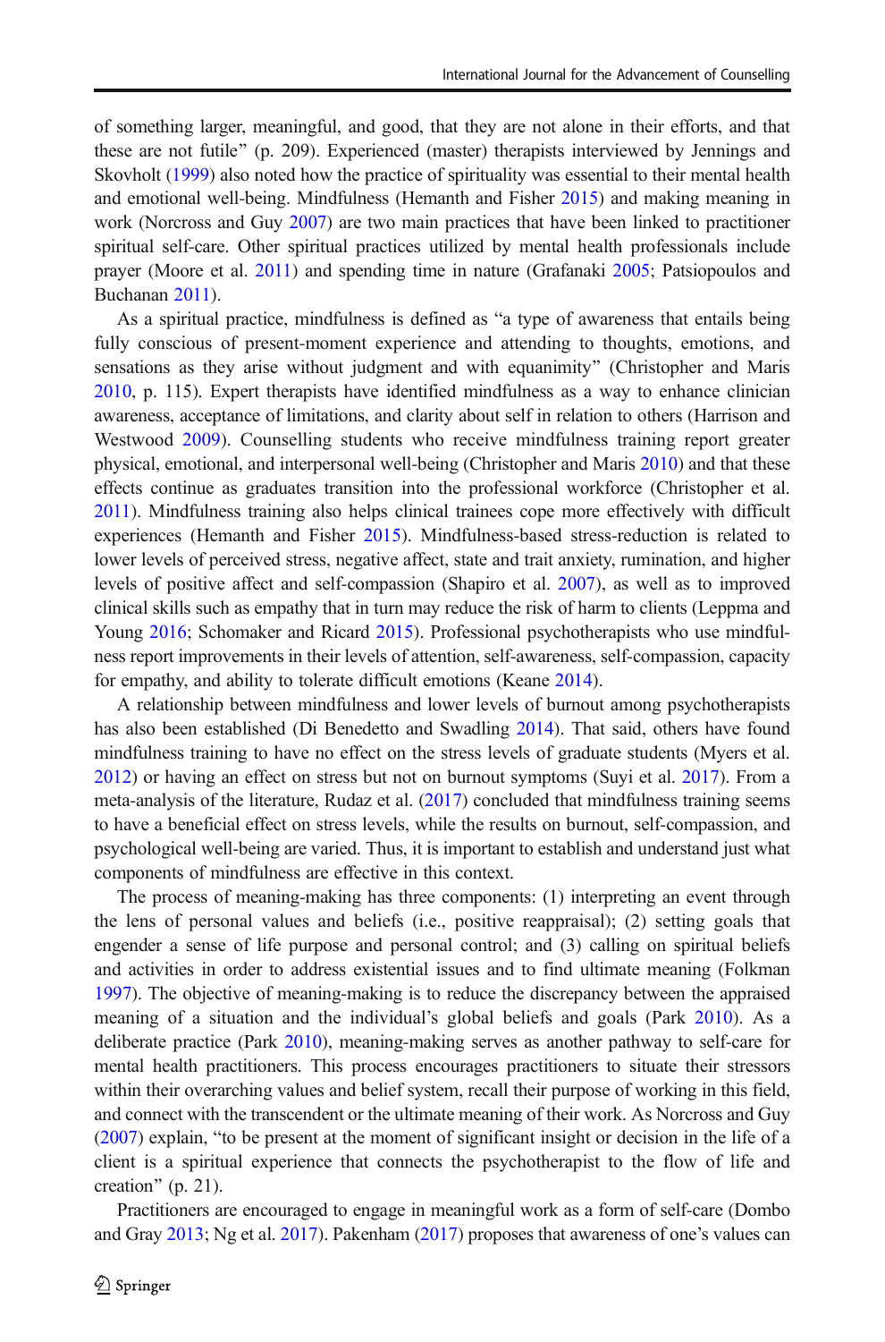of something larger, meaningful, and good, that they are not alone in their efforts, and that these are not futile" (p. 209). Experienced (master) therapists interviewed by Jennings and Skovholt (1999) also noted how the practice of spirituality was essential to their mental health and emotional well-being. Mindfulness (Hemanth and Fisher 2015) and making meaning in work (Norcross and Guy 2007) are two main practices that have been linked to practitioner spiritual self-care. Other spiritual practices utilized by mental health professionals include prayer (Moore et al. 2011) and spending time in nature (Grafanaki 2005; Patsiopoulos and Buchanan 2011).

As a spiritual practice, mindfulness is defined as "a type of awareness that entails being fully conscious of present-moment experience and attending to thoughts, emotions, and sensations as they arise without judgment and with equanimity" (Christopher and Maris 2010, p. 115). Expert therapists have identified mindfulness as a way to enhance clinician awareness, acceptance of limitations, and clarity about self in relation to others (Harrison and Westwood 2009). Counselling students who receive mindfulness training report greater physical, emotional, and interpersonal well-being (Christopher and Maris 2010) and that these effects continue as graduates transition into the professional workforce (Christopher et al. 2011). Mindfulness training also helps clinical trainees cope more effectively with difficult experiences (Hemanth and Fisher 2015). Mindfulness-based stress-reduction is related to lower levels of perceived stress, negative affect, state and trait anxiety, rumination, and higher levels of positive affect and self-compassion (Shapiro et al. 2007), as well as to improved clinical skills such as empathy that in turn may reduce the risk of harm to clients (Leppma and Young 2016; Schomaker and Ricard 2015). Professional psychotherapists who use mindfulness report improvements in their levels of attention, self-awareness, self-compassion, capacity for empathy, and ability to tolerate difficult emotions (Keane 2014).

A relationship between mindfulness and lower levels of burnout among psychotherapists has also been established (Di Benedetto and Swadling 2014). That said, others have found mindfulness training to have no effect on the stress levels of graduate students (Myers et al. 2012) or having an effect on stress but not on burnout symptoms (Suyi et al. 2017). From a meta-analysis of the literature, Rudaz et al. (2017) concluded that mindfulness training seems to have a beneficial effect on stress levels, while the results on burnout, self-compassion, and psychological well-being are varied. Thus, it is important to establish and understand just what components of mindfulness are effective in this context.

The process of meaning-making has three components: (1) interpreting an event through the lens of personal values and beliefs (i.e., positive reappraisal); (2) setting goals that engender a sense of life purpose and personal control; and (3) calling on spiritual beliefs and activities in order to address existential issues and to find ultimate meaning (Folkman 1997). The objective of meaning-making is to reduce the discrepancy between the appraised meaning of a situation and the individual's global beliefs and goals (Park 2010). As a deliberate practice (Park 2010), meaning-making serves as another pathway to self-care for mental health practitioners. This process encourages practitioners to situate their stressors within their overarching values and belief system, recall their purpose of working in this field, and connect with the transcendent or the ultimate meaning of their work. As Norcross and Guy (2007) explain, "to be present at the moment of significant insight or decision in the life of a client is a spiritual experience that connects the psychotherapist to the flow of life and creation" (p. 21).

Practitioners are encouraged to engage in meaningful work as a form of self-care (Dombo and Gray 2013; Ng et al. 2017). Pakenham (2017) proposes that awareness of one's values can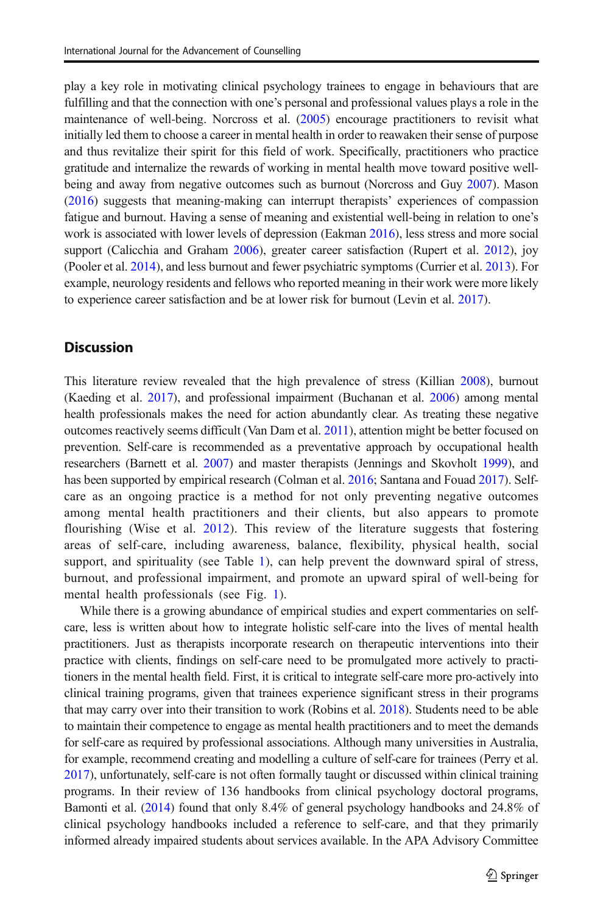play a key role in motivating clinical psychology trainees to engage in behaviours that are fulfilling and that the connection with one's personal and professional values plays a role in the maintenance of well-being. Norcross et al. (2005) encourage practitioners to revisit what initially led them to choose a career in mental health in order to reawaken their sense of purpose and thus revitalize their spirit for this field of work. Specifically, practitioners who practice gratitude and internalize the rewards of working in mental health move toward positive well-being and away from negative outcomes such as burnout (Norcross and Guy 2007). Mason (2016) suggests that meaning-making can interrupt therapists' experiences of compassion fatigue and burnout. Having a sense of meaning and existential well-being in relation to one's work is associated with lower levels of depression (Eakman 2016), less stress and more social support (Calicchia and Graham 2006), greater career satisfaction (Rupert et al. 2012), joy (Pooler et al. 2014), and less burnout and fewer psychiatric symptoms (Currier et al. 2013). For example, neurology residents and fellows who reported meaning in their work were more likely to experience career satisfaction and be at lower risk for burnout (Levin et al. 2017).

## Discussion

This literature review revealed that the high prevalence of stress (Killian 2008), burnout (Kaeding et al. 2017), and professional impairment (Buchanan et al. 2006) among mental health professionals makes the need for action abundantly clear. As treating these negative outcomes reactively seems difficult (Van Dam et al. 2011), attention might be better focused on prevention. Self-care is recommended as a preventative approach by occupational health researchers (Barnett et al. 2007) and master therapists (Jennings and Skovholt 1999), and has been supported by empirical research (Colman et al. 2016; Santana and Fouad 2017). Self-care as an ongoing practice is a method for not only preventing negative outcomes among mental health practitioners and their clients, but also appears to promote flourishing (Wise et al. 2012). This review of the literature suggests that fostering areas of self-care, including awareness, balance, flexibility, physical health, social support, and spirituality (see Table 1), can help prevent the downward spiral of stress, burnout, and professional impairment, and promote an upward spiral of well-being for mental health professionals (see Fig. 1).

While there is a growing abundance of empirical studies and expert commentaries on self-care, less is written about how to integrate holistic self-care into the lives of mental health practitioners. Just as therapists incorporate research on therapeutic interventions into their practice with clients, findings on self-care need to be promulgated more actively to practitioners in the mental health field. First, it is critical to integrate self-care more pro-actively into clinical training programs, given that trainees experience significant stress in their programs that may carry over into their transition to work (Robins et al. 2018). Students need to be able to maintain their competence to engage as mental health practitioners and to meet the demands for self-care as required by professional associations. Although many universities in Australia, for example, recommend creating and modelling a culture of self-care for trainees (Perry et al. 2017), unfortunately, self-care is not often formally taught or discussed within clinical training programs. In their review of 136 handbooks from clinical psychology doctoral programs, Bamonti et al. (2014) found that only 8.4% of general psychology handbooks and 24.8% of clinical psychology handbooks included a reference to self-care, and that they primarily informed already impaired students about services available. In the APA Advisory Committee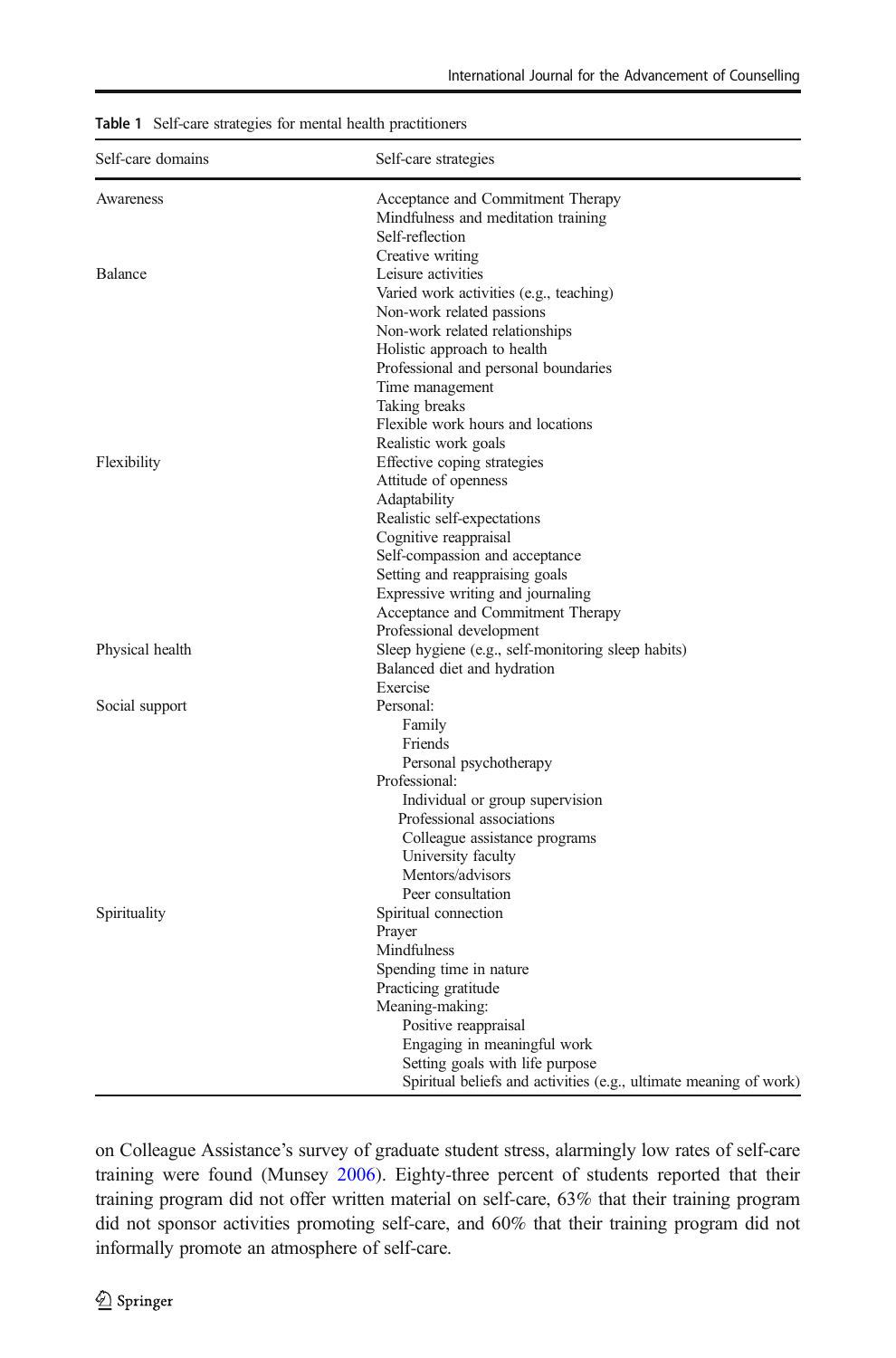**Table 1** Self-care strategies for mental health practitioners

| Self-care domains | Self-care strategies |
|---|---|
| Awareness | Acceptance and Commitment Therapy |
| | Mindfulness and meditation training |
| | Self-reflection |
| | Creative writing |
| Balance | Leisure activities |
| | Varied work activities (e.g., teaching) |
| | Non-work related passions |
| | Non-work related relationships |
| | Holistic approach to health |
| | Professional and personal boundaries |
| | Time management |
| | Taking breaks |
| | Flexible work hours and locations |
| | Realistic work goals |
| Flexibility | Effective coping strategies |
| | Attitude of openness |
| | Adaptability |
| | Realistic self-expectations |
| | Cognitive reappraisal |
| | Self-compassion and acceptance |
| | Setting and reappraising goals |
| | Expressive writing and journaling |
| | Acceptance and Commitment Therapy |
| | Professional development |
| Physical health | Sleep hygiene (e.g., self-monitoring sleep habits) |
| | Balanced diet and hydration |
| | Exercise |
| Social support | Personal: |
| | Family |
| | Friends |
| | Personal psychotherapy |
| | Professional: |
| | Individual or group supervision |
| | Professional associations |
| | Colleague assistance programs |
| | University faculty |
| | Mentors/advisors |
| | Peer consultation |
| Spirituality | Spiritual connection |
| | Prayer |
| | Mindfulness |
| | Spending time in nature |
| | Practicing gratitude |
| | Meaning-making: |
| | Positive reappraisal |
| | Engaging in meaningful work |
| | Setting goals with life purpose |
| | Spiritual beliefs and activities (e.g., ultimate meaning of work) |

on Colleague Assistance's survey of graduate student stress, alarmingly low rates of self-care training were found (Munsey 2006). Eighty-three percent of students reported that their training program did not offer written material on self-care, 63% that their training program did not sponsor activities promoting self-care, and 60% that their training program did not informally promote an atmosphere of self-care.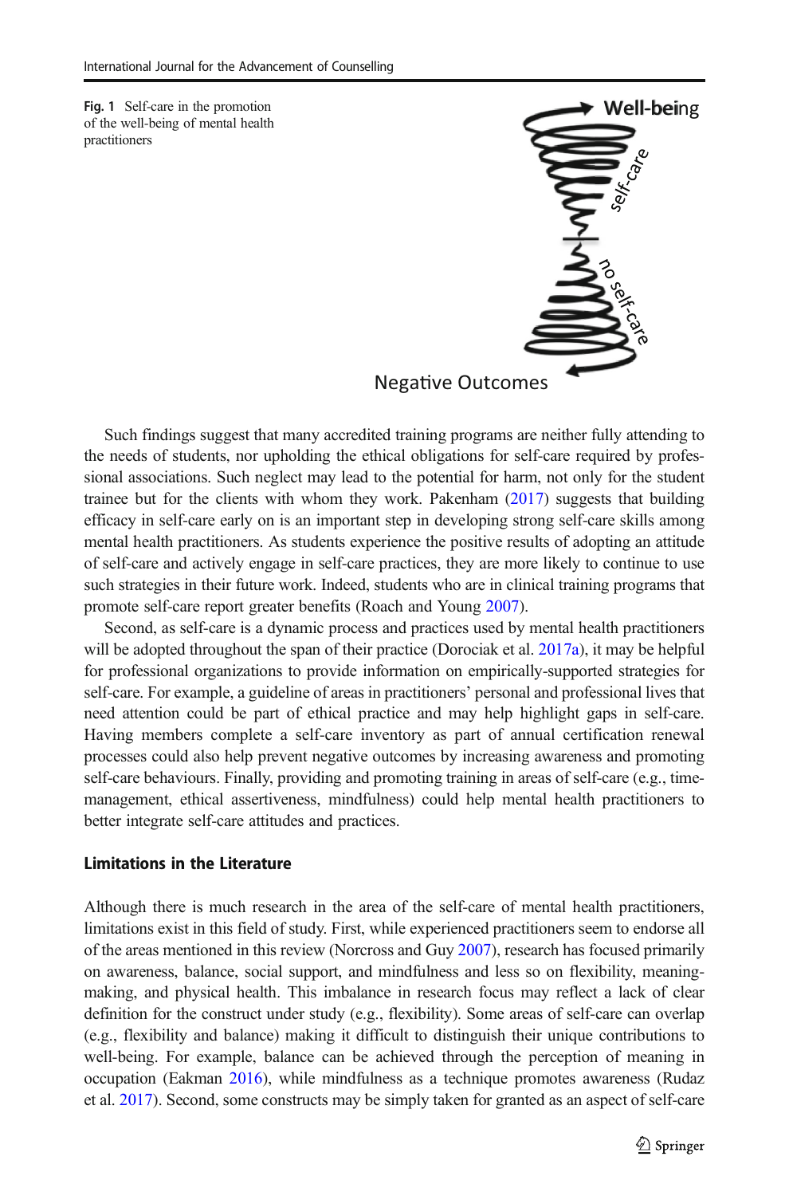Fig. 1 Self-care in the promotion of the well-being of mental health practitioners

Such findings suggest that many accredited training programs are neither fully attending to the needs of students, nor upholding the ethical obligations for self-care required by professional associations. Such neglect may lead to the potential for harm, not only for the student trainee but for the clients with whom they work. Pakenham (2017) suggests that building efficacy in self-care early on is an important step in developing strong self-care skills among mental health practitioners. As students experience the positive results of adopting an attitude of self-care and actively engage in self-care practices, they are more likely to continue to use such strategies in their future work. Indeed, students who are in clinical training programs that promote self-care report greater benefits (Roach and Young 2007).

Second, as self-care is a dynamic process and practices used by mental health practitioners will be adopted throughout the span of their practice (Dorociak et al. 2017a), it may be helpful for professional organizations to provide information on empirically-supported strategies for self-care. For example, a guideline of areas in practitioners' personal and professional lives that need attention could be part of ethical practice and may help highlight gaps in self-care. Having members complete a self-care inventory as part of annual certification renewal processes could also help prevent negative outcomes by increasing awareness and promoting self-care behaviours. Finally, providing and promoting training in areas of self-care (e.g., time-management, ethical assertiveness, mindfulness) could help mental health practitioners to better integrate self-care attitudes and practices.

### Limitations in the Literature

Although there is much research in the area of the self-care of mental health practitioners, limitations exist in this field of study. First, while experienced practitioners seem to endorse all of the areas mentioned in this review (Norcross and Guy 2007), research has focused primarily on awareness, balance, social support, and mindfulness and less so on flexibility, meaning-making, and physical health. This imbalance in research focus may reflect a lack of clear definition for the construct under study (e.g., flexibility). Some areas of self-care can overlap (e.g., flexibility and balance) making it difficult to distinguish their unique contributions to well-being. For example, balance can be achieved through the perception of meaning in occupation (Eakman 2016), while mindfulness as a technique promotes awareness (Rudaz et al. 2017). Second, some constructs may be simply taken for granted as an aspect of self-care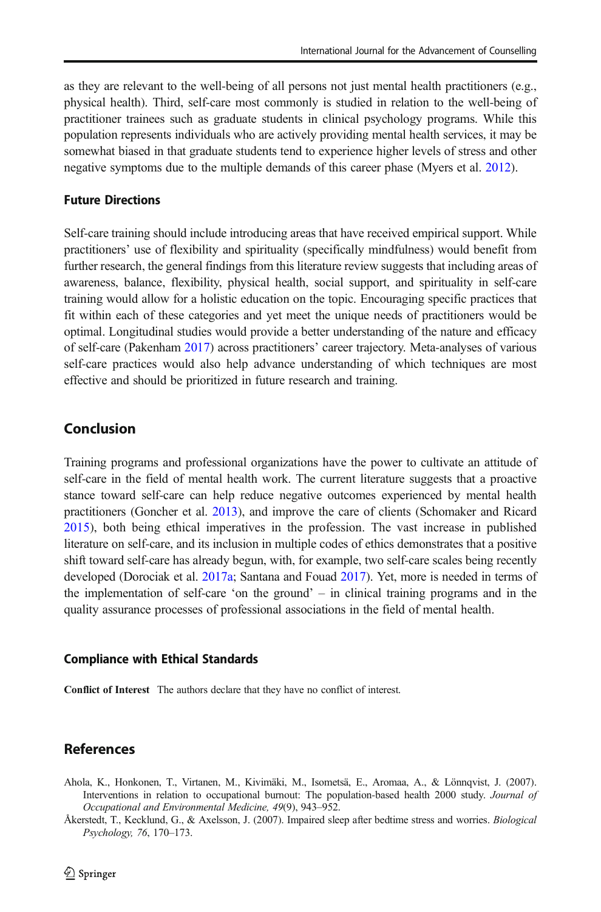as they are relevant to the well-being of all persons not just mental health practitioners (e.g., physical health). Third, self-care most commonly is studied in relation to the well-being of practitioner trainees such as graduate students in clinical psychology programs. While this population represents individuals who are actively providing mental health services, it may be somewhat biased in that graduate students tend to experience higher levels of stress and other negative symptoms due to the multiple demands of this career phase (Myers et al. 2012).

### Future Directions

Self-care training should include introducing areas that have received empirical support. While practitioners' use of flexibility and spirituality (specifically mindfulness) would benefit from further research, the general findings from this literature review suggests that including areas of awareness, balance, flexibility, physical health, social support, and spirituality in self-care training would allow for a holistic education on the topic. Encouraging specific practices that fit within each of these categories and yet meet the unique needs of practitioners would be optimal. Longitudinal studies would provide a better understanding of the nature and efficacy of self-care (Pakenham 2017) across practitioners' career trajectory. Meta-analyses of various self-care practices would also help advance understanding of which techniques are most effective and should be prioritized in future research and training.

## Conclusion

Training programs and professional organizations have the power to cultivate an attitude of self-care in the field of mental health work. The current literature suggests that a proactive stance toward self-care can help reduce negative outcomes experienced by mental health practitioners (Goncher et al. 2013), and improve the care of clients (Schomaker and Ricard 2015), both being ethical imperatives in the profession. The vast increase in published literature on self-care, and its inclusion in multiple codes of ethics demonstrates that a positive shift toward self-care has already begun, with, for example, two self-care scales being recently developed (Dorociak et al. 2017a; Santana and Fouad 2017). Yet, more is needed in terms of the implementation of self-care 'on the ground' – in clinical training programs and in the quality assurance processes of professional associations in the field of mental health.

### Compliance with Ethical Standards

**Conflict of Interest** The authors declare that they have no conflict of interest.

## References

Ahola, K., Honkonen, T., Virtanen, M., Kivimäki, M., Isometsä, E., Aromaa, A., & Lönnqvist, J. (2007). Interventions in relation to occupational burnout: The population-based health 2000 study. *Journal of Occupational and Environmental Medicine, 49*(9), 943–952.

Åkerstedt, T., Kecklund, G., & Axelsson, J. (2007). Impaired sleep after bedtime stress and worries. *Biological Psychology, 76*, 170–173.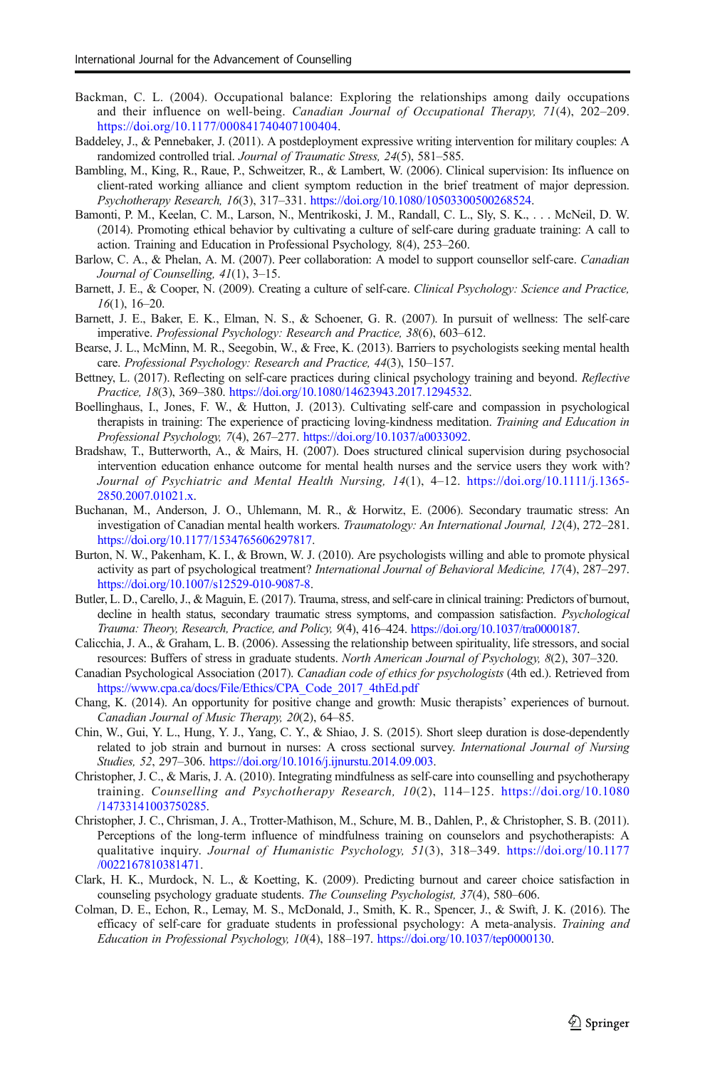Backman, C. L. (2004). Occupational balance: Exploring the relationships among daily occupations and their influence on well-being. *Canadian Journal of Occupational Therapy, 71*(4), 202–209. https://doi.org/10.1177/000841740407100404.

Baddeley, J., & Pennebaker, J. (2011). A postdeployment expressive writing intervention for military couples: A randomized controlled trial. *Journal of Traumatic Stress, 24*(5), 581–585.

Bambling, M., King, R., Raue, P., Schweitzer, R., & Lambert, W. (2006). Clinical supervision: Its influence on client-rated working alliance and client symptom reduction in the brief treatment of major depression. *Psychotherapy Research, 16*(3), 317–331. https://doi.org/10.1080/10503300500268524.

Bamonti, P. M., Keelan, C. M., Larson, N., Mentrikoski, J. M., Randall, C. L., Sly, S. K., . . . McNeil, D. W. (2014). Promoting ethical behavior by cultivating a culture of self-care during graduate training: A call to action. Training and Education in Professional Psychology, 8(4), 253–260.

Barlow, C. A., & Phelan, A. M. (2007). Peer collaboration: A model to support counsellor self-care. *Canadian Journal of Counselling, 41*(1), 3–15.

Barnett, J. E., & Cooper, N. (2009). Creating a culture of self-care. *Clinical Psychology: Science and Practice, 16*(1), 16–20.

Barnett, J. E., Baker, E. K., Elman, N. S., & Schoener, G. R. (2007). In pursuit of wellness: The self-care imperative. *Professional Psychology: Research and Practice, 38*(6), 603–612.

Bearse, J. L., McMinn, M. R., Seegobin, W., & Free, K. (2013). Barriers to psychologists seeking mental health care. *Professional Psychology: Research and Practice, 44*(3), 150–157.

Bettney, L. (2017). Reflecting on self-care practices during clinical psychology training and beyond. *Reflective Practice, 18*(3), 369–380. https://doi.org/10.1080/14623943.2017.1294532.

Boellinghaus, I., Jones, F. W., & Hutton, J. (2013). Cultivating self-care and compassion in psychological therapists in training: The experience of practicing loving-kindness meditation. *Training and Education in Professional Psychology, 7*(4), 267–277. https://doi.org/10.1037/a0033092.

Bradshaw, T., Butterworth, A., & Mairs, H. (2007). Does structured clinical supervision during psychosocial intervention education enhance outcome for mental health nurses and the service users they work with? *Journal of Psychiatric and Mental Health Nursing, 14*(1), 4–12. https://doi.org/10.1111/j.1365-2850.2007.01021.x.

Buchanan, M., Anderson, J. O., Uhlemann, M. R., & Horwitz, E. (2006). Secondary traumatic stress: An investigation of Canadian mental health workers. *Traumatology: An International Journal, 12*(4), 272–281. https://doi.org/10.1177/1534765606297817.

Burton, N. W., Pakenham, K. I., & Brown, W. J. (2010). Are psychologists willing and able to promote physical activity as part of psychological treatment? *International Journal of Behavioral Medicine, 17*(4), 287–297. https://doi.org/10.1007/s12529-010-9087-8.

Butler, L. D., Carello, J., & Maguin, E. (2017). Trauma, stress, and self-care in clinical training: Predictors of burnout, decline in health status, secondary traumatic stress symptoms, and compassion satisfaction. *Psychological Trauma: Theory, Research, Practice, and Policy, 9*(4), 416–424. https://doi.org/10.1037/tra0000187.

Calicchia, J. A., & Graham, L. B. (2006). Assessing the relationship between spirituality, life stressors, and social resources: Buffers of stress in graduate students. *North American Journal of Psychology, 8*(2), 307–320.

Canadian Psychological Association (2017). *Canadian code of ethics for psychologists* (4th ed.). Retrieved from https://www.cpa.ca/docs/File/Ethics/CPA_Code_2017_4thEd.pdf

Chang, K. (2014). An opportunity for positive change and growth: Music therapists' experiences of burnout. *Canadian Journal of Music Therapy, 20*(2), 64–85.

Chin, W., Gui, Y. L., Hung, Y. J., Yang, C. Y., & Shiao, J. S. (2015). Short sleep duration is dose-dependently related to job strain and burnout in nurses: A cross sectional survey. *International Journal of Nursing Studies, 52*, 297–306. https://doi.org/10.1016/j.ijnurstu.2014.09.003.

Christopher, J. C., & Maris, J. A. (2010). Integrating mindfulness as self-care into counselling and psychotherapy training. *Counselling and Psychotherapy Research, 10*(2), 114–125. https://doi.org/10.1080/14733141003750285.

Christopher, J. C., Chrisman, J. A., Trotter-Mathison, M., Schure, M. B., Dahlen, P., & Christopher, S. B. (2011). Perceptions of the long-term influence of mindfulness training on counselors and psychotherapists: A qualitative inquiry. *Journal of Humanistic Psychology, 51*(3), 318–349. https://doi.org/10.1177/0022167810381471.

Clark, H. K., Murdock, N. L., & Koetting, K. (2009). Predicting burnout and career choice satisfaction in counseling psychology graduate students. *The Counseling Psychologist, 37*(4), 580–606.

Colman, D. E., Echon, R., Lemay, M. S., McDonald, J., Smith, K. R., Spencer, J., & Swift, J. K. (2016). The efficacy of self-care for graduate students in professional psychology: A meta-analysis. *Training and Education in Professional Psychology, 10*(4), 188–197. https://doi.org/10.1037/tep0000130.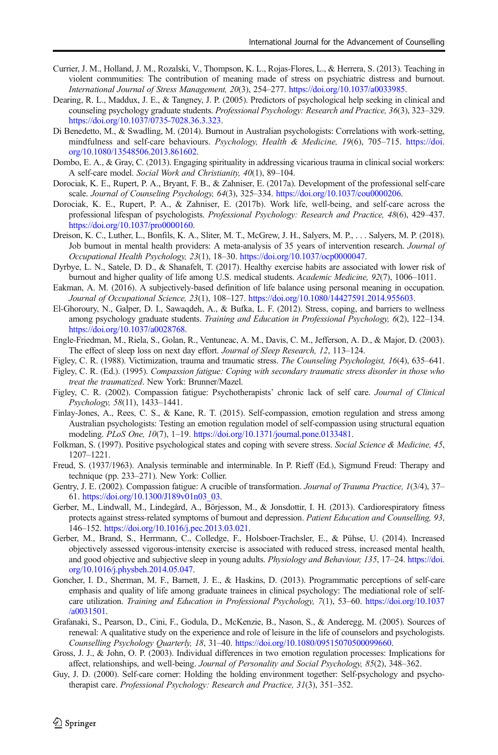Currier, J. M., Holland, J. M., Rozalski, V., Thompson, K. L., Rojas-Flores, L., & Herrera, S. (2013). Teaching in violent communities: The contribution of meaning made of stress on psychiatric distress and burnout. *International Journal of Stress Management, 20*(3), 254–277. https://doi.org/10.1037/a0033985.

Dearing, R. L., Maddux, J. E., & Tangney, J. P. (2005). Predictors of psychological help seeking in clinical and counseling psychology graduate students. *Professional Psychology: Research and Practice, 36*(3), 323–329. https://doi.org/10.1037/0735-7028.36.3.323.

Di Benedetto, M., & Swadling, M. (2014). Burnout in Australian psychologists: Correlations with work-setting, mindfulness and self-care behaviours. *Psychology, Health & Medicine, 19*(6), 705–715. https://doi.org/10.1080/13548506.2013.861602.

Dombo, E. A., & Gray, C. (2013). Engaging spirituality in addressing vicarious trauma in clinical social workers: A self-care model. *Social Work and Christianity, 40*(1), 89–104.

Dorociak, K. E., Rupert, P. A., Bryant, F. B., & Zahniser, E. (2017a). Development of the professional self-care scale. *Journal of Counseling Psychology, 64*(3), 325–334. https://doi.org/10.1037/cou0000206.

Dorociak, K. E., Rupert, P. A., & Zahniser, E. (2017b). Work life, well-being, and self-care across the professional lifespan of psychologists. *Professional Psychology: Research and Practice, 48*(6), 429–437. https://doi.org/10.1037/pro0000160.

Dreison, K. C., Luther, L., Bonfils, K. A., Sliter, M. T., McGrew, J. H., Salyers, M. P., . . . Salyers, M. P. (2018). Job burnout in mental health providers: A meta-analysis of 35 years of intervention research. *Journal of Occupational Health Psychology, 23*(1), 18–30. https://doi.org/10.1037/ocp0000047.

Dyrbye, L. N., Satele, D. D., & Shanafelt, T. (2017). Healthy exercise habits are associated with lower risk of burnout and higher quality of life among U.S. medical students. *Academic Medicine, 92*(7), 1006–1011.

Eakman, A. M. (2016). A subjectively-based definition of life balance using personal meaning in occupation. *Journal of Occupational Science, 23*(1), 108–127. https://doi.org/10.1080/14427591.2014.955603.

El-Ghoroury, N., Galper, D. I., Sawaqdeh, A., & Bufka, L. F. (2012). Stress, coping, and barriers to wellness among psychology graduate students. *Training and Education in Professional Psychology, 6*(2), 122–134. https://doi.org/10.1037/a0028768.

Engle-Friedman, M., Riela, S., Golan, R., Ventuneac, A. M., Davis, C. M., Jefferson, A. D., & Major, D. (2003). The effect of sleep loss on next day effort. *Journal of Sleep Research, 12*, 113–124.

Figley, C. R. (1988). Victimization, trauma and traumatic stress. *The Counseling Psychologist, 16*(4), 635–641.

Figley, C. R. (Ed.). (1995). *Compassion fatigue: Coping with secondary traumatic stress disorder in those who treat the traumatized*. New York: Brunner/Mazel.

Figley, C. R. (2002). Compassion fatigue: Psychotherapists' chronic lack of self care. *Journal of Clinical Psychology, 58*(11), 1433–1441.

Finlay-Jones, A., Rees, C. S., & Kane, R. T. (2015). Self-compassion, emotion regulation and stress among Australian psychologists: Testing an emotion regulation model of self-compassion using structural equation modeling. *PLoS One, 10*(7), 1–19. https://doi.org/10.1371/journal.pone.0133481.

Folkman, S. (1997). Positive psychological states and coping with severe stress. *Social Science & Medicine, 45*, 1207–1221.

Freud, S. (1937/1963). Analysis terminable and interminable. In P. Rieff (Ed.), Sigmund Freud: Therapy and technique (pp. 233–271). New York: Collier.

Gentry, J. E. (2002). Compassion fatigue: A crucible of transformation. *Journal of Trauma Practice, 1*(3/4), 37–61. https://doi.org/10.1300/J189v01n03_03.

Gerber, M., Lindwall, M., Lindegård, A., Börjesson, M., & Jonsdottir, I. H. (2013). Cardiorespiratory fitness protects against stress-related symptoms of burnout and depression. *Patient Education and Counselling, 93*, 146–152. https://doi.org/10.1016/j.pec.2013.03.021.

Gerber, M., Brand, S., Herrmann, C., Colledge, F., Holsboer-Trachsler, E., & Pühse, U. (2014). Increased objectively assessed vigorous-intensity exercise is associated with reduced stress, increased mental health, and good objective and subjective sleep in young adults. *Physiology and Behaviour, 135*, 17–24. https://doi.org/10.1016/j.physbeh.2014.05.047.

Goncher, I. D., Sherman, M. F., Barnett, J. E., & Haskins, D. (2013). Programmatic perceptions of self-care emphasis and quality of life among graduate trainees in clinical psychology: The mediational role of self-care utilization. *Training and Education in Professional Psychology, 7*(1), 53–60. https://doi.org/10.1037/a0031501.

Grafanaki, S., Pearson, D., Cini, F., Godula, D., McKenzie, B., Nason, S., & Anderegg, M. (2005). Sources of renewal: A qualitative study on the experience and role of leisure in the life of counselors and psychologists. *Counselling Psychology Quarterly, 18*, 31–40. https://doi.org/10.1080/09515070500099660.

Gross, J. J., & John, O. P. (2003). Individual differences in two emotion regulation processes: Implications for affect, relationships, and well-being. *Journal of Personality and Social Psychology, 85*(2), 348–362.

Guy, J. D. (2000). Self-care corner: Holding the holding environment together: Self-psychology and psychotherapist care. *Professional Psychology: Research and Practice, 31*(3), 351–352.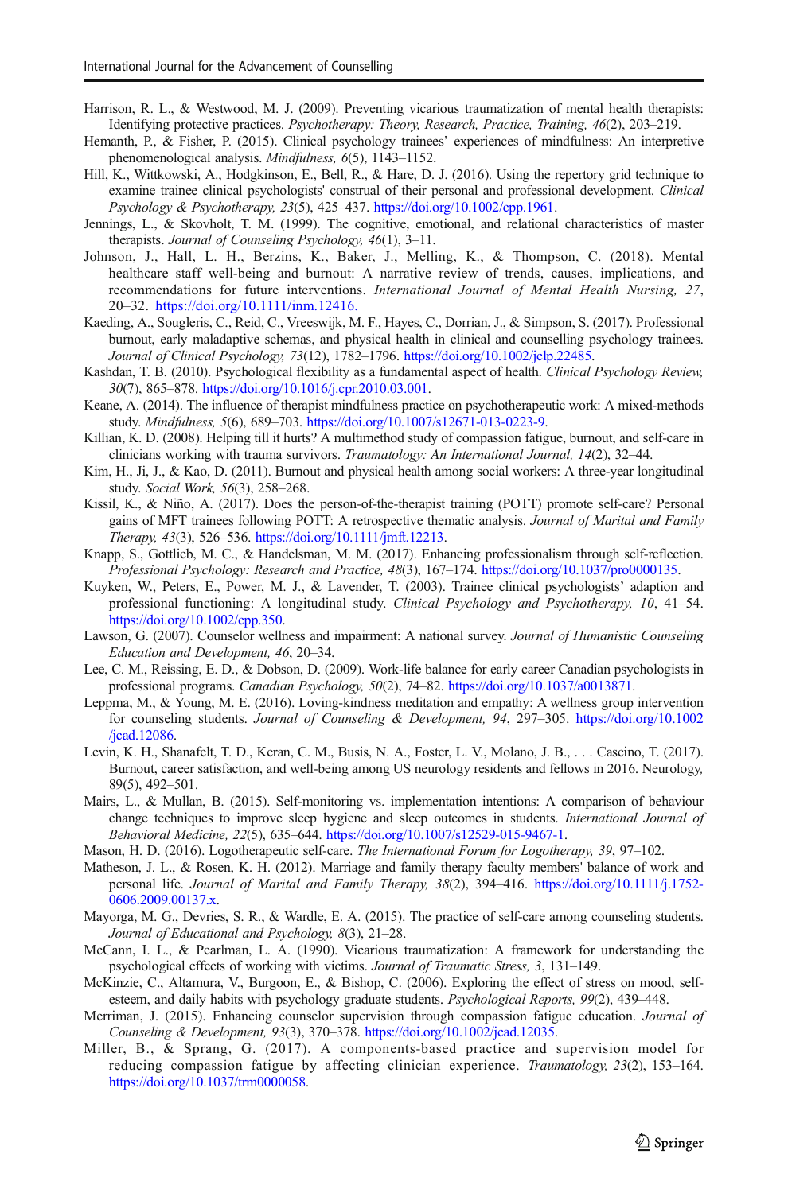Harrison, R. L., & Westwood, M. J. (2009). Preventing vicarious traumatization of mental health therapists: Identifying protective practices. *Psychotherapy: Theory, Research, Practice, Training, 46*(2), 203–219.

Hemanth, P., & Fisher, P. (2015). Clinical psychology trainees' experiences of mindfulness: An interpretive phenomenological analysis. *Mindfulness, 6*(5), 1143–1152.

Hill, K., Wittkowski, A., Hodgkinson, E., Bell, R., & Hare, D. J. (2016). Using the repertory grid technique to examine trainee clinical psychologists' construal of their personal and professional development. *Clinical Psychology & Psychotherapy, 23*(5), 425–437. https://doi.org/10.1002/cpp.1961.

Jennings, L., & Skovholt, T. M. (1999). The cognitive, emotional, and relational characteristics of master therapists. *Journal of Counseling Psychology, 46*(1), 3–11.

Johnson, J., Hall, L. H., Berzins, K., Baker, J., Melling, K., & Thompson, C. (2018). Mental healthcare staff well-being and burnout: A narrative review of trends, causes, implications, and recommendations for future interventions. *International Journal of Mental Health Nursing, 27*, 20–32. https://doi.org/10.1111/inm.12416.

Kaeding, A., Sougleris, C., Reid, C., Vreeswijk, M. F., Hayes, C., Dorrian, J., & Simpson, S. (2017). Professional burnout, early maladaptive schemas, and physical health in clinical and counselling psychology trainees. *Journal of Clinical Psychology, 73*(12), 1782–1796. https://doi.org/10.1002/jclp.22485.

Kashdan, T. B. (2010). Psychological flexibility as a fundamental aspect of health. *Clinical Psychology Review, 30*(7), 865–878. https://doi.org/10.1016/j.cpr.2010.03.001.

Keane, A. (2014). The influence of therapist mindfulness practice on psychotherapeutic work: A mixed-methods study. *Mindfulness, 5*(6), 689–703. https://doi.org/10.1007/s12671-013-0223-9.

Killian, K. D. (2008). Helping till it hurts? A multimethod study of compassion fatigue, burnout, and self-care in clinicians working with trauma survivors. *Traumatology: An International Journal, 14*(2), 32–44.

Kim, H., Ji, J., & Kao, D. (2011). Burnout and physical health among social workers: A three-year longitudinal study. *Social Work, 56*(3), 258–268.

Kissil, K., & Niño, A. (2017). Does the person-of-the-therapist training (POTT) promote self-care? Personal gains of MFT trainees following POTT: A retrospective thematic analysis. *Journal of Marital and Family Therapy, 43*(3), 526–536. https://doi.org/10.1111/jmft.12213.

Knapp, S., Gottlieb, M. C., & Handelsman, M. M. (2017). Enhancing professionalism through self-reflection. *Professional Psychology: Research and Practice, 48*(3), 167–174. https://doi.org/10.1037/pro0000135.

Kuyken, W., Peters, E., Power, M. J., & Lavender, T. (2003). Trainee clinical psychologists' adaption and professional functioning: A longitudinal study. *Clinical Psychology and Psychotherapy, 10*, 41–54. https://doi.org/10.1002/cpp.350.

Lawson, G. (2007). Counselor wellness and impairment: A national survey. *Journal of Humanistic Counseling Education and Development, 46*, 20–34.

Lee, C. M., Reissing, E. D., & Dobson, D. (2009). Work-life balance for early career Canadian psychologists in professional programs. *Canadian Psychology, 50*(2), 74–82. https://doi.org/10.1037/a0013871.

Leppma, M., & Young, M. E. (2016). Loving-kindness meditation and empathy: A wellness group intervention for counseling students. *Journal of Counseling & Development, 94*, 297–305. https://doi.org/10.1002/jcad.12086.

Levin, K. H., Shanafelt, T. D., Keran, C. M., Busis, N. A., Foster, L. V., Molano, J. B., . . . Cascino, T. (2017). Burnout, career satisfaction, and well-being among US neurology residents and fellows in 2016. Neurology, 89(5), 492–501.

Mairs, L., & Mullan, B. (2015). Self-monitoring vs. implementation intentions: A comparison of behaviour change techniques to improve sleep hygiene and sleep outcomes in students. *International Journal of Behavioral Medicine, 22*(5), 635–644. https://doi.org/10.1007/s12529-015-9467-1.

Mason, H. D. (2016). Logotherapeutic self-care. *The International Forum for Logotherapy, 39*, 97–102.

Matheson, J. L., & Rosen, K. H. (2012). Marriage and family therapy faculty members' balance of work and personal life. *Journal of Marital and Family Therapy, 38*(2), 394–416. https://doi.org/10.1111/j.1752-0606.2009.00137.x.

Mayorga, M. G., Devries, S. R., & Wardle, E. A. (2015). The practice of self-care among counseling students. *Journal of Educational and Psychology, 8*(3), 21–28.

McCann, I. L., & Pearlman, L. A. (1990). Vicarious traumatization: A framework for understanding the psychological effects of working with victims. *Journal of Traumatic Stress, 3*, 131–149.

McKinzie, C., Altamura, V., Burgoon, E., & Bishop, C. (2006). Exploring the effect of stress on mood, self-esteem, and daily habits with psychology graduate students. *Psychological Reports, 99*(2), 439–448.

Merriman, J. (2015). Enhancing counselor supervision through compassion fatigue education. *Journal of Counseling & Development, 93*(3), 370–378. https://doi.org/10.1002/jcad.12035.

Miller, B., & Sprang, G. (2017). A components-based practice and supervision model for reducing compassion fatigue by affecting clinician experience. *Traumatology, 23*(2), 153–164. https://doi.org/10.1037/trm0000058.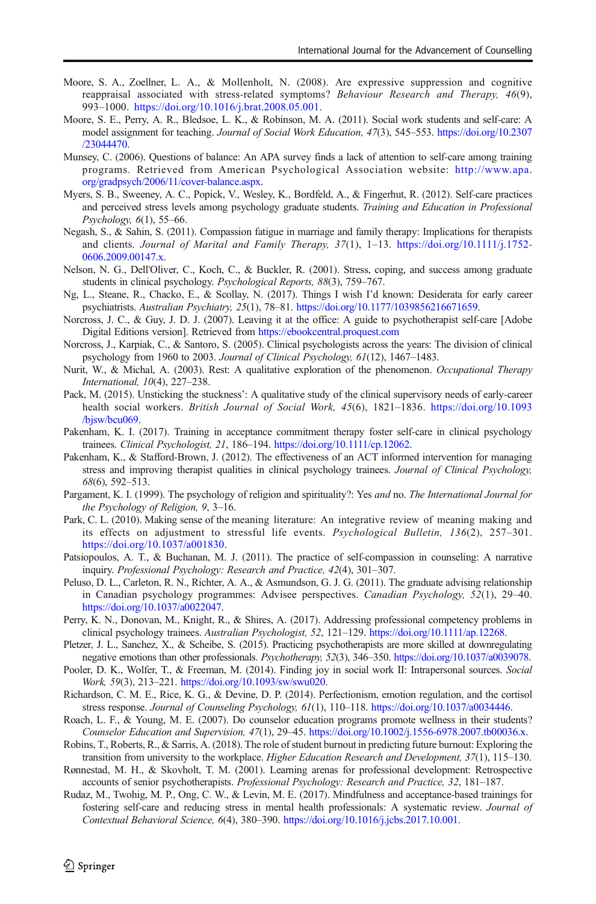Moore, S. A., Zoellner, L. A., & Mollenholt, N. (2008). Are expressive suppression and cognitive reappraisal associated with stress-related symptoms? *Behaviour Research and Therapy, 46*(9), 993–1000. https://doi.org/10.1016/j.brat.2008.05.001.

Moore, S. E., Perry, A. R., Bledsoe, L. K., & Robinson, M. A. (2011). Social work students and self-care: A model assignment for teaching. *Journal of Social Work Education, 47*(3), 545–553. https://doi.org/10.2307/23044470.

Munsey, C. (2006). Questions of balance: An APA survey finds a lack of attention to self-care among training programs. Retrieved from American Psychological Association website: http://www.apa.org/gradpsych/2006/11/cover-balance.aspx.

Myers, S. B., Sweeney, A. C., Popick, V., Wesley, K., Bordfeld, A., & Fingerhut, R. (2012). Self-care practices and perceived stress levels among psychology graduate students. *Training and Education in Professional Psychology, 6*(1), 55–66.

Negash, S., & Sahin, S. (2011). Compassion fatigue in marriage and family therapy: Implications for therapists and clients. *Journal of Marital and Family Therapy, 37*(1), 1–13. https://doi.org/10.1111/j.1752-0606.2009.00147.x.

Nelson, N. G., Dell'Oliver, C., Koch, C., & Buckler, R. (2001). Stress, coping, and success among graduate students in clinical psychology. *Psychological Reports, 88*(3), 759–767.

Ng, L., Steane, R., Chacko, E., & Scollay, N. (2017). Things I wish I'd known: Desiderata for early career psychiatrists. *Australian Psychiatry, 25*(1), 78–81. https://doi.org/10.1177/1039856216671659.

Norcross, J. C., & Guy, J. D. J. (2007). Leaving it at the office: A guide to psychotherapist self-care [Adobe Digital Editions version]. Retrieved from https://ebookcentral.proquest.com

Norcross, J., Karpiak, C., & Santoro, S. (2005). Clinical psychologists across the years: The division of clinical psychology from 1960 to 2003. *Journal of Clinical Psychology, 61*(12), 1467–1483.

Nurit, W., & Michal, A. (2003). Rest: A qualitative exploration of the phenomenon. *Occupational Therapy International, 10*(4), 227–238.

Pack, M. (2015). Unsticking the stuckness': A qualitative study of the clinical supervisory needs of early-career health social workers. *British Journal of Social Work, 45*(6), 1821–1836. https://doi.org/10.1093/bjsw/bcu069.

Pakenham, K. I. (2017). Training in acceptance commitment therapy foster self-care in clinical psychology trainees. *Clinical Psychologist, 21*, 186–194. https://doi.org/10.1111/cp.12062.

Pakenham, K., & Stafford-Brown, J. (2012). The effectiveness of an ACT informed intervention for managing stress and improving therapist qualities in clinical psychology trainees. *Journal of Clinical Psychology, 68*(6), 592–513.

Pargament, K. I. (1999). The psychology of religion and spirituality?: Yes *and* no. *The International Journal for the Psychology of Religion, 9*, 3–16.

Park, C. L. (2010). Making sense of the meaning literature: An integrative review of meaning making and its effects on adjustment to stressful life events. *Psychological Bulletin, 136*(2), 257–301. https://doi.org/10.1037/a001830.

Patsiopoulos, A. T., & Buchanan, M. J. (2011). The practice of self-compassion in counseling: A narrative inquiry. *Professional Psychology: Research and Practice, 42*(4), 301–307.

Peluso, D. L., Carleton, R. N., Richter, A. A., & Asmundson, G. J. G. (2011). The graduate advising relationship in Canadian psychology programmes: Advisee perspectives. *Canadian Psychology, 52*(1), 29–40. https://doi.org/10.1037/a0022047.

Perry, K. N., Donovan, M., Knight, R., & Shires, A. (2017). Addressing professional competency problems in clinical psychology trainees. *Australian Psychologist, 52*, 121–129. https://doi.org/10.1111/ap.12268.

Pletzer, J. L., Sanchez, X., & Scheibe, S. (2015). Practicing psychotherapists are more skilled at downregulating negative emotions than other professionals. *Psychotherapy, 52*(3), 346–350. https://doi.org/10.1037/a0039078.

Pooler, D. K., Wolfer, T., & Freeman, M. (2014). Finding joy in social work II: Intrapersonal sources. *Social Work, 59*(3), 213–221. https://doi.org/10.1093/sw/swu020.

Richardson, C. M. E., Rice, K. G., & Devine, D. P. (2014). Perfectionism, emotion regulation, and the cortisol stress response. *Journal of Counseling Psychology, 61*(1), 110–118. https://doi.org/10.1037/a0034446.

Roach, L. F., & Young, M. E. (2007). Do counselor education programs promote wellness in their students? *Counselor Education and Supervision, 47*(1), 29–45. https://doi.org/10.1002/j.1556-6978.2007.tb00036.x.

Robins, T., Roberts, R., & Sarris, A. (2018). The role of student burnout in predicting future burnout: Exploring the transition from university to the workplace. *Higher Education Research and Development, 37*(1), 115–130.

Rønnestad, M. H., & Skovholt, T. M. (2001). Learning arenas for professional development: Retrospective accounts of senior psychotherapists. *Professional Psychology: Research and Practice, 32*, 181–187.

Rudaz, M., Twohig, M. P., Ong, C. W., & Levin, M. E. (2017). Mindfulness and acceptance-based trainings for fostering self-care and reducing stress in mental health professionals: A systematic review. *Journal of Contextual Behavioral Science, 6*(4), 380–390. https://doi.org/10.1016/j.jcbs.2017.10.001.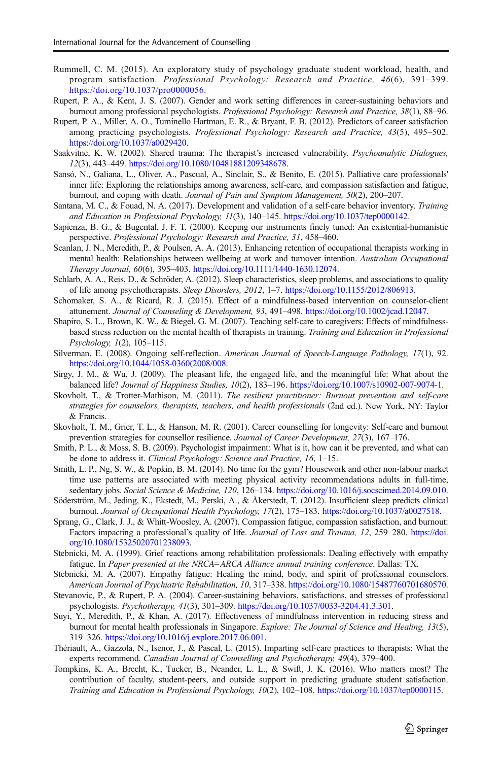Rummell, C. M. (2015). An exploratory study of psychology graduate student workload, health, and program satisfaction. *Professional Psychology: Research and Practice, 46*(6), 391–399. https://doi.org/10.1037/pro0000056.

Rupert, P. A., & Kent, J. S. (2007). Gender and work setting differences in career-sustaining behaviors and burnout among professional psychologists. *Professional Psychology: Research and Practice, 38*(1), 88–96.

Rupert, P. A., Miller, A. O., Tuminello Hartman, E. R., & Bryant, F. B. (2012). Predictors of career satisfaction among practicing psychologists. *Professional Psychology: Research and Practice, 43*(5), 495–502. https://doi.org/10.1037/a0029420.

Saakvitne, K. W. (2002). Shared trauma: The therapist's increased vulnerability. *Psychoanalytic Dialogues, 12*(3), 443–449. https://doi.org/10.1080/10481881209348678.

Sansó, N., Galiana, L., Oliver, A., Pascual, A., Sinclair, S., & Benito, E. (2015). Palliative care professionals' inner life: Exploring the relationships among awareness, self-care, and compassion satisfaction and fatigue, burnout, and coping with death. *Journal of Pain and Symptom Management, 50*(2), 200–207.

Santana, M. C., & Fouad, N. A. (2017). Development and validation of a self-care behavior inventory. *Training and Education in Professional Psychology, 11*(3), 140–145. https://doi.org/10.1037/tep0000142.

Sapienza, B. G., & Bugental, J. F. T. (2000). Keeping our instruments finely tuned: An existential-humanistic perspective. *Professional Psychology: Research and Practice, 31*, 458–460.

Scanlan, J. N., Meredith, P., & Poulsen, A. A. (2013). Enhancing retention of occupational therapists working in mental health: Relationships between wellbeing at work and turnover intention. *Australian Occupational Therapy Journal, 60*(6), 395–403. https://doi.org/10.1111/1440-1630.12074.

Schlarb, A. A., Reis, D., & Schröder, A. (2012). Sleep characteristics, sleep problems, and associations to quality of life among psychotherapists. *Sleep Disorders, 2012*, 1–7. https://doi.org/10.1155/2012/806913.

Schomaker, S. A., & Ricard, R. J. (2015). Effect of a mindfulness-based intervention on counselor-client attunement. *Journal of Counseling & Development, 93*, 491–498. https://doi.org/10.1002/jcad.12047.

Shapiro, S. L., Brown, K. W., & Biegel, G. M. (2007). Teaching self-care to caregivers: Effects of mindfulness-based stress reduction on the mental health of therapists in training. *Training and Education in Professional Psychology, 1*(2), 105–115.

Silverman, E. (2008). Ongoing self-reflection. *American Journal of Speech-Language Pathology, 17*(1), 92. https://doi.org/10.1044/1058-0360(2008/008.

Sirgy, J. M., & Wu, J. (2009). The pleasant life, the engaged life, and the meaningful life: What about the balanced life? *Journal of Happiness Studies, 10*(2), 183–196. https://doi.org/10.1007/s10902-007-9074-1.

Skovholt, T., & Trotter-Mathison, M. (2011). *The resilient practitioner: Burnout prevention and self-care strategies for counselors, therapists, teachers, and health professionals* (2nd ed.). New York, NY: Taylor & Francis.

Skovholt, T. M., Grier, T. L., & Hanson, M. R. (2001). Career counselling for longevity: Self-care and burnout prevention strategies for counsellor resilience. *Journal of Career Development, 27*(3), 167–176.

Smith, P. L., & Moss, S. B. (2009). Psychologist impairment: What is it, how can it be prevented, and what can be done to address it. *Clinical Psychology: Science and Practice, 16*, 1–15.

Smith, L. P., Ng, S. W., & Popkin, B. M. (2014). No time for the gym? Housework and other non-labour market time use patterns are associated with meeting physical activity recommendations adults in full-time, sedentary jobs. *Social Science & Medicine, 120*, 126–134. https://doi.org/10.1016/j.socscimed.2014.09.010.

Söderström, M., Jeding, K., Ekstedt, M., Perski, A., & Åkerstedt, T. (2012). Insufficient sleep predicts clinical burnout. *Journal of Occupational Health Psychology, 17*(2), 175–183. https://doi.org/10.1037/a0027518.

Sprang, G., Clark, J. J., & Whitt-Woosley, A. (2007). Compassion fatigue, compassion satisfaction, and burnout: Factors impacting a professional's quality of life. *Journal of Loss and Trauma, 12*, 259–280. https://doi.org/10.1080/15325020701238093.

Stebnicki, M. A. (1999). Grief reactions among rehabilitation professionals: Dealing effectively with empathy fatigue. In *Paper presented at the NRCA=ARCA Alliance annual training conference*. Dallas: TX.

Stebnicki, M. A. (2007). Empathy fatigue: Healing the mind, body, and spirit of professional counselors. *American Journal of Psychiatric Rehabilitation, 10*, 317–338. https://doi.org/10.1080/15487760701680570.

Stevanovic, P., & Rupert, P. A. (2004). Career-sustaining behaviors, satisfactions, and stresses of professional psychologists. *Psychotherapy, 41*(3), 301–309. https://doi.org/10.1037/0033-3204.41.3.301.

Suyi, Y., Meredith, P., & Khan, A. (2017). Effectiveness of mindfulness intervention in reducing stress and burnout for mental health professionals in Singapore. *Explore: The Journal of Science and Healing, 13*(5), 319–326. https://doi.org/10.1016/j.explore.2017.06.001.

Thériault, A., Gazzola, N., Isenor, J., & Pascal, L. (2015). Imparting self-care practices to therapists: What the experts recommend. *Canadian Journal of Counselling and Psychotherapy, 49*(4), 379–400.

Tompkins, K. A., Brecht, K., Tucker, B., Neander, L. L., & Swift, J. K. (2016). Who matters most? The contribution of faculty, student-peers, and outside support in predicting graduate student satisfaction. *Training and Education in Professional Psychology, 10*(2), 102–108. https://doi.org/10.1037/tep0000115.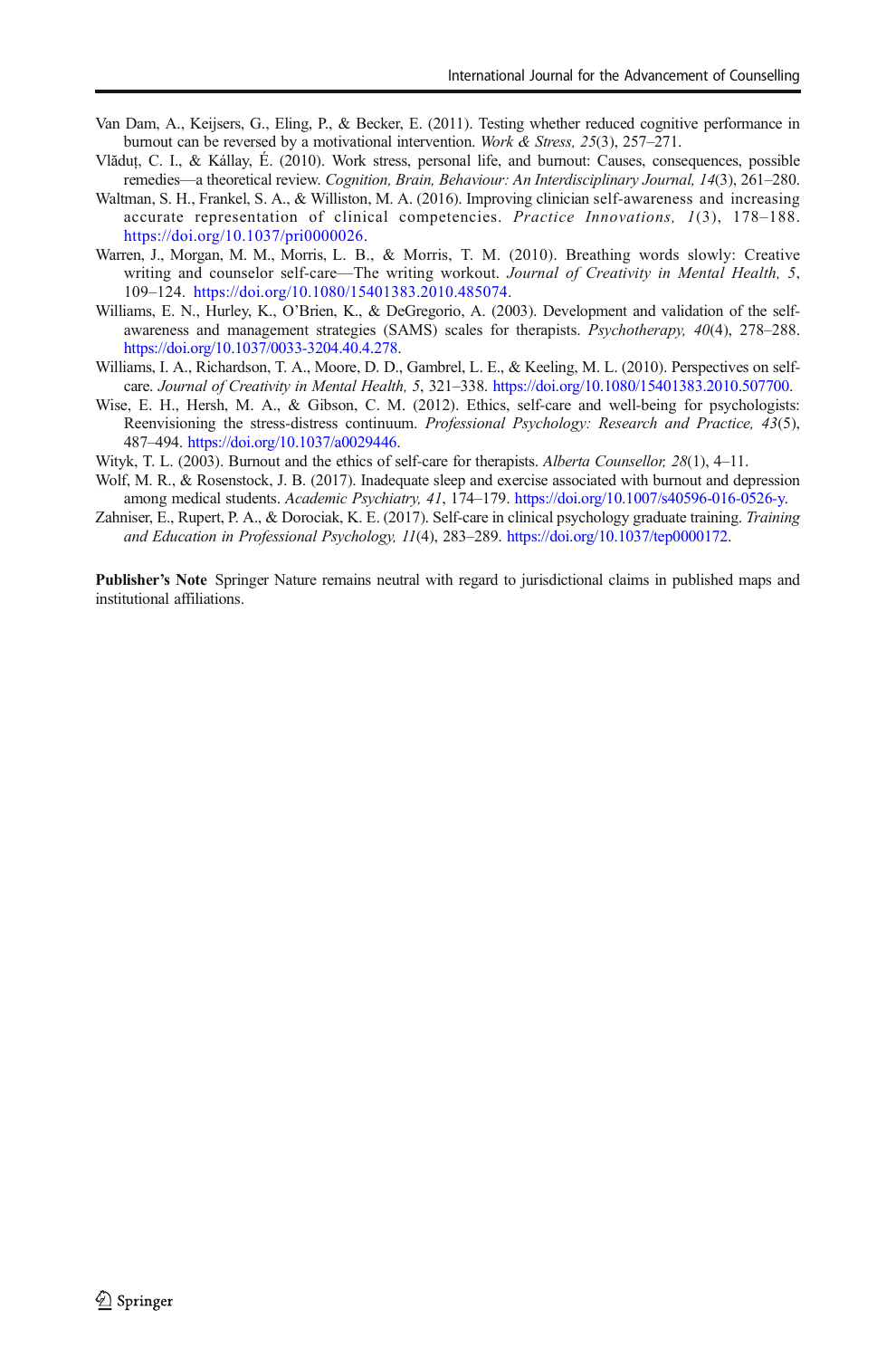Van Dam, A., Keijsers, G., Eling, P., & Becker, E. (2011). Testing whether reduced cognitive performance in burnout can be reversed by a motivational intervention. *Work & Stress, 25*(3), 257–271.

Vlăduț, C. I., & Kállay, É. (2010). Work stress, personal life, and burnout: Causes, consequences, possible remedies—a theoretical review. *Cognition, Brain, Behaviour: An Interdisciplinary Journal, 14*(3), 261–280.

Waltman, S. H., Frankel, S. A., & Williston, M. A. (2016). Improving clinician self-awareness and increasing accurate representation of clinical competencies. *Practice Innovations, 1*(3), 178–188. https://doi.org/10.1037/pri0000026.

Warren, J., Morgan, M. M., Morris, L. B., & Morris, T. M. (2010). Breathing words slowly: Creative writing and counselor self-care—The writing workout. *Journal of Creativity in Mental Health, 5*, 109–124. https://doi.org/10.1080/15401383.2010.485074.

Williams, E. N., Hurley, K., O'Brien, K., & DeGregorio, A. (2003). Development and validation of the self-awareness and management strategies (SAMS) scales for therapists. *Psychotherapy, 40*(4), 278–288. https://doi.org/10.1037/0033-3204.40.4.278.

Williams, I. A., Richardson, T. A., Moore, D. D., Gambrel, L. E., & Keeling, M. L. (2010). Perspectives on self-care. *Journal of Creativity in Mental Health, 5*, 321–338. https://doi.org/10.1080/15401383.2010.507700.

Wise, E. H., Hersh, M. A., & Gibson, C. M. (2012). Ethics, self-care and well-being for psychologists: Reenvisioning the stress-distress continuum. *Professional Psychology: Research and Practice, 43*(5), 487–494. https://doi.org/10.1037/a0029446.

Wityk, T. L. (2003). Burnout and the ethics of self-care for therapists. *Alberta Counsellor, 28*(1), 4–11.

Wolf, M. R., & Rosenstock, J. B. (2017). Inadequate sleep and exercise associated with burnout and depression among medical students. *Academic Psychiatry, 41*, 174–179. https://doi.org/10.1007/s40596-016-0526-y.

Zahniser, E., Rupert, P. A., & Dorociak, K. E. (2017). Self-care in clinical psychology graduate training. *Training and Education in Professional Psychology, 11*(4), 283–289. https://doi.org/10.1037/tep0000172.

**Publisher's Note** Springer Nature remains neutral with regard to jurisdictional claims in published maps and institutional affiliations.